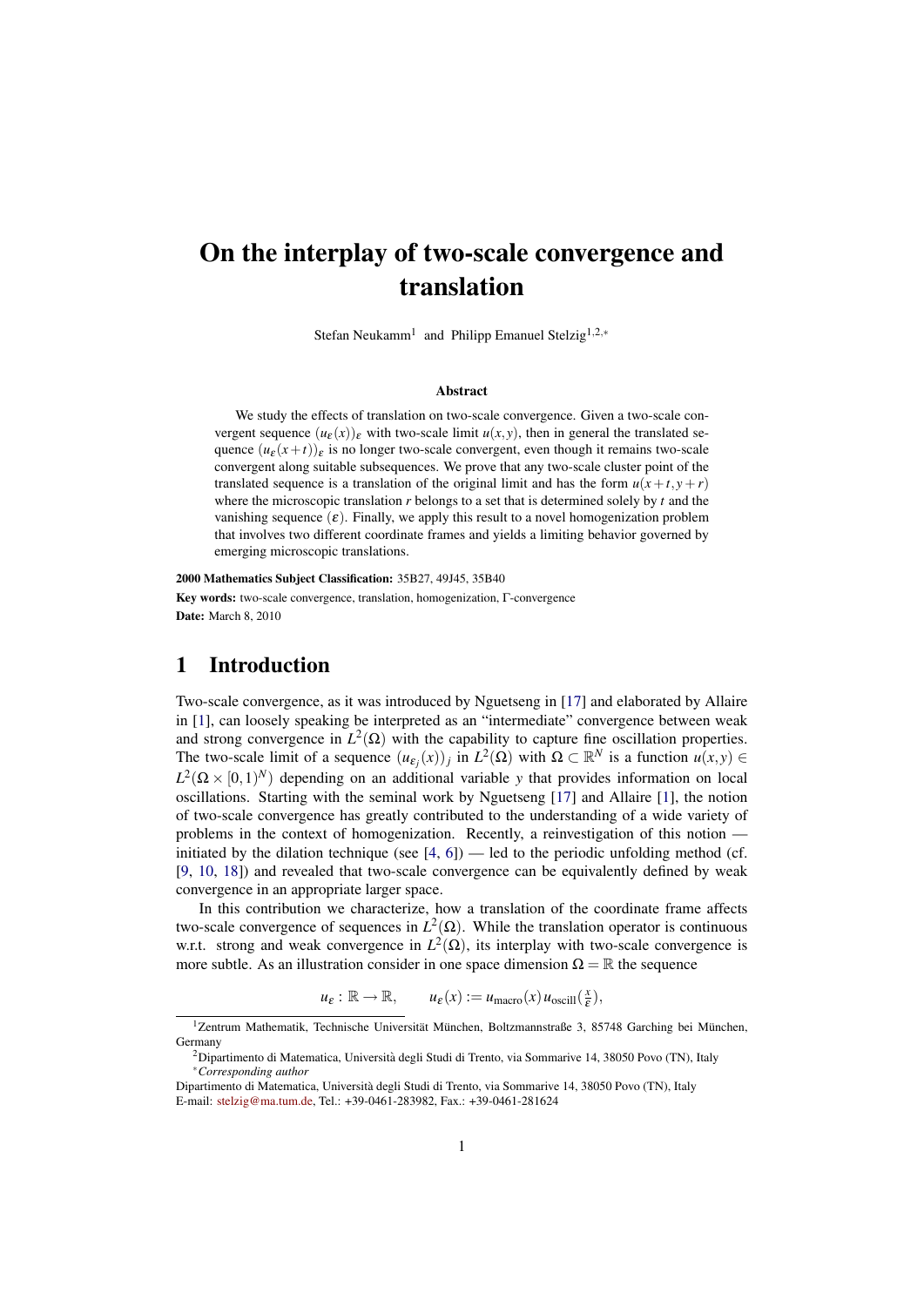# On the interplay of two-scale convergence and translation

Stefan Neukamm[1] and Philipp Emanuel Stelzig[1,2,*]

### Abstract

We study the effects of translation on two-scale convergence. Given a two-scale convergent sequence $(u_\varepsilon(x))_\varepsilon$ with two-scale limit $u(x,y)$, then in general the translated sequence $(u_\varepsilon(x+t))_\varepsilon$ is no longer two-scale convergent, even though it remains two-scale convergent along suitable subsequences. We prove that any two-scale cluster point of the translated sequence is a translation of the original limit and has the form $u(x+t,y+r)$ where the microscopic translation $r$ belongs to a set that is determined solely by $t$ and the vanishing sequence $(\varepsilon)$. Finally, we apply this result to a novel homogenization problem that involves two different coordinate frames and yields a limiting behavior governed by emerging microscopic translations.

**2000 Mathematics Subject Classification:** 35B27, 49J45, 35B40

**Key words:** two-scale convergence, translation, homogenization, Γ-convergence

**Date:** March 8, 2010

## 1 Introduction

Two-scale convergence, as it was introduced by Nguetseng in [17] and elaborated by Allaire in [1], can loosely speaking be interpreted as an "intermediate" convergence between weak and strong convergence in $L^2(\Omega)$ with the capability to capture fine oscillation properties. The two-scale limit of a sequence $(u_{\varepsilon_j}(x))_j$ in $L^2(\Omega)$ with $\Omega \subset \mathbb{R}^N$ is a function $u(x,y) \in L^2(\Omega \times [0,1)^N)$ depending on an additional variable $y$ that provides information on local oscillations. Starting with the seminal work by Nguetseng [17] and Allaire [1], the notion of two-scale convergence has greatly contributed to the understanding of a wide variety of problems in the context of homogenization. Recently, a reinvestigation of this notion — initiated by the dilation technique (see [4, 6]) — led to the periodic unfolding method (cf. [9, 10, 18]) and revealed that two-scale convergence can be equivalently defined by weak convergence in an appropriate larger space.

In this contribution we characterize, how a translation of the coordinate frame affects two-scale convergence of sequences in $L^2(\Omega)$. While the translation operator is continuous w.r.t. strong and weak convergence in $L^2(\Omega)$, its interplay with two-scale convergence is more subtle. As an illustration consider in one space dimension $\Omega = \mathbb{R}$ the sequence

$$u_\varepsilon : \mathbb{R} \to \mathbb{R}, \qquad u_\varepsilon(x) := u_{\text{macro}}(x)\, u_{\text{oscill}}(\tfrac{x}{\varepsilon}),$$

[1]Zentrum Mathematik, Technische Universität München, Boltzmannstraße 3, 85748 Garching bei München, Germany

[2]Dipartimento di Matematica, Università degli Studi di Trento, via Sommarive 14, 38050 Povo (TN), Italy

[*]*Corresponding author*

Dipartimento di Matematica, Università degli Studi di Trento, via Sommarive 14, 38050 Povo (TN), Italy
E-mail: stelzig@ma.tum.de, Tel.: +39-0461-283982, Fax.: +39-0461-281624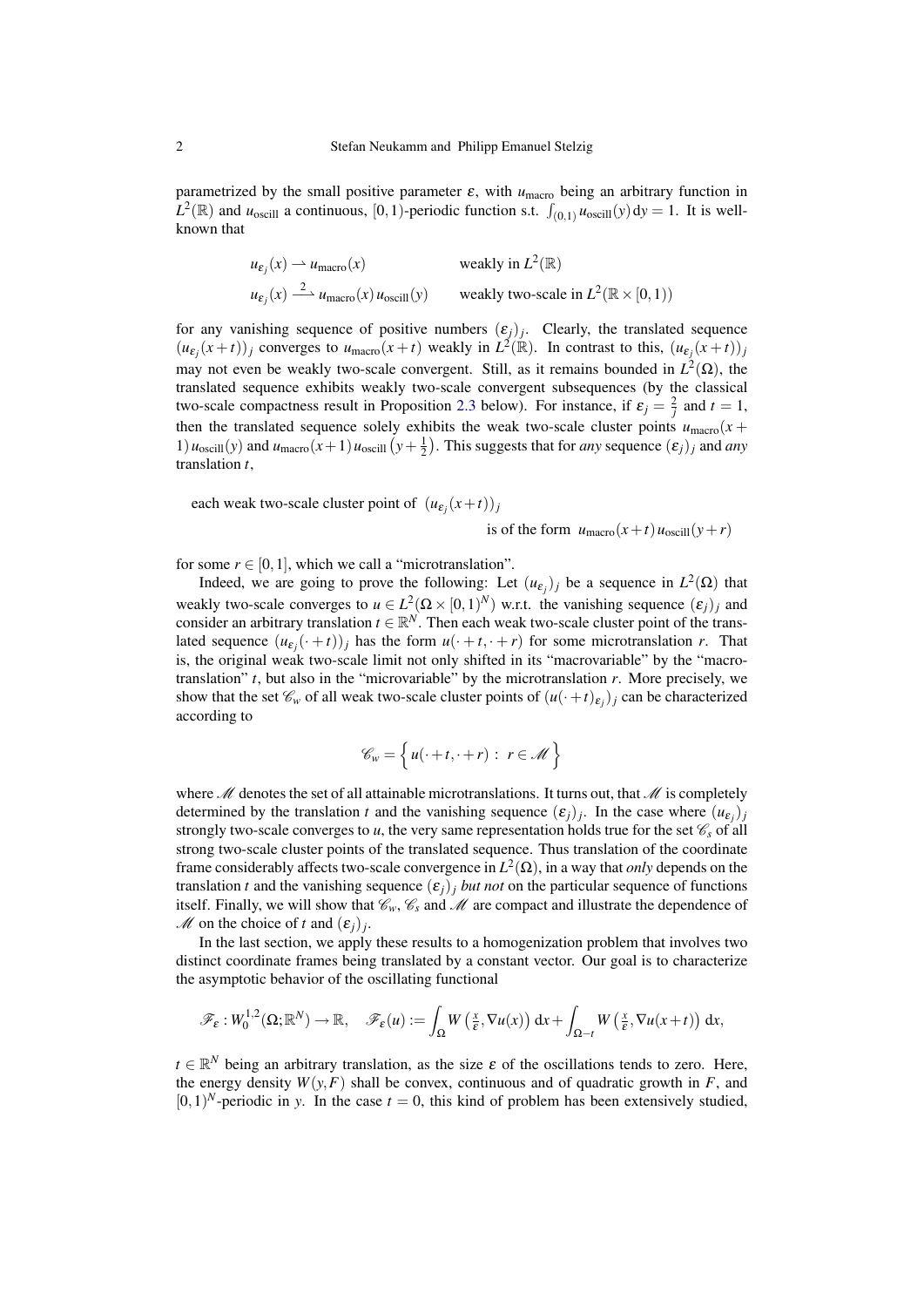parametrized by the small positive parameter $\varepsilon$, with $u_{\text{macro}}$ being an arbitrary function in $L^2(\mathbb{R})$ and $u_{\text{oscill}}$ a continuous, $[0,1)$-periodic function s.t. $\int_{(0,1)} u_{\text{oscill}}(y)\,\mathrm{d}y = 1$. It is well-known that

$$
\begin{aligned}
u_{\varepsilon_j}(x) &\rightharpoonup u_{\text{macro}}(x) && \text{weakly in } L^2(\mathbb{R}) \\
u_{\varepsilon_j}(x) &\xrightarrow{2} u_{\text{macro}}(x)\, u_{\text{oscill}}(y) && \text{weakly two-scale in } L^2(\mathbb{R}\times[0,1))
\end{aligned}
$$

for any vanishing sequence of positive numbers $(\varepsilon_j)_j$. Clearly, the translated sequence $(u_{\varepsilon_j}(x+t))_j$ converges to $u_{\text{macro}}(x+t)$ weakly in $L^2(\mathbb{R})$. In contrast to this, $(u_{\varepsilon_j}(x+t))_j$ may not even be weakly two-scale convergent. Still, as it remains bounded in $L^2(\Omega)$, the translated sequence exhibits weakly two-scale convergent subsequences (by the classical two-scale compactness result in Proposition 2.3 below). For instance, if $\varepsilon_j = \frac{2}{j}$ and $t = 1$, then the translated sequence solely exhibits the weak two-scale cluster points $u_{\text{macro}}(x+1)\, u_{\text{oscill}}(y)$ and $u_{\text{macro}}(x+1)\, u_{\text{oscill}}\left(y+\frac{1}{2}\right)$. This suggests that for *any* sequence $(\varepsilon_j)_j$ and *any* translation $t$,

each weak two-scale cluster point of $(u_{\varepsilon_j}(x+t))_j$

is of the form $u_{\text{macro}}(x+t)\, u_{\text{oscill}}(y+r)$

for some $r \in [0,1]$, which we call a "microtranslation".

Indeed, we are going to prove the following: Let $(u_{\varepsilon_j})_j$ be a sequence in $L^2(\Omega)$ that weakly two-scale converges to $u \in L^2(\Omega\times[0,1)^N)$ w.r.t. the vanishing sequence $(\varepsilon_j)_j$ and consider an arbitrary translation $t \in \mathbb{R}^N$. Then each weak two-scale cluster point of the translated sequence $(u_{\varepsilon_j}(\cdot+t))_j$ has the form $u(\cdot+t,\cdot+r)$ for some microtranslation $r$. That is, the original weak two-scale limit not only shifted in its "macrovariable" by the "macrotranslation" $t$, but also in the "microvariable" by the microtranslation $r$. More precisely, we show that the set $\mathscr{C}_w$ of all weak two-scale cluster points of $(u(\cdot+t)_{\varepsilon_j})_j$ can be characterized according to

$$
\mathscr{C}_w = \left\{\, u(\cdot+t,\cdot+r) \,:\, r \in \mathscr{M} \,\right\}
$$

where $\mathscr{M}$ denotes the set of all attainable microtranslations. It turns out, that $\mathscr{M}$ is completely determined by the translation $t$ and the vanishing sequence $(\varepsilon_j)_j$. In the case where $(u_{\varepsilon_j})_j$ strongly two-scale converges to $u$, the very same representation holds true for the set $\mathscr{C}_s$ of all strong two-scale cluster points of the translated sequence. Thus translation of the coordinate frame considerably affects two-scale convergence in $L^2(\Omega)$, in a way that *only* depends on the translation $t$ and the vanishing sequence $(\varepsilon_j)_j$ *but not* on the particular sequence of functions itself. Finally, we will show that $\mathscr{C}_w, \mathscr{C}_s$ and $\mathscr{M}$ are compact and illustrate the dependence of $\mathscr{M}$ on the choice of $t$ and $(\varepsilon_j)_j$.

In the last section, we apply these results to a homogenization problem that involves two distinct coordinate frames being translated by a constant vector. Our goal is to characterize the asymptotic behavior of the oscillating functional

$$
\mathscr{F}_\varepsilon : W_0^{1,2}(\Omega;\mathbb{R}^N) \to \mathbb{R}, \quad \mathscr{F}_\varepsilon(u) := \int_\Omega W\left(\tfrac{x}{\varepsilon}, \nabla u(x)\right)\mathrm{d}x + \int_{\Omega-t} W\left(\tfrac{x}{\varepsilon}, \nabla u(x+t)\right)\mathrm{d}x,
$$

$t \in \mathbb{R}^N$ being an arbitrary translation, as the size $\varepsilon$ of the oscillations tends to zero. Here, the energy density $W(y,F)$ shall be convex, continuous and of quadratic growth in $F$, and $[0,1)^N$-periodic in $y$. In the case $t = 0$, this kind of problem has been extensively studied,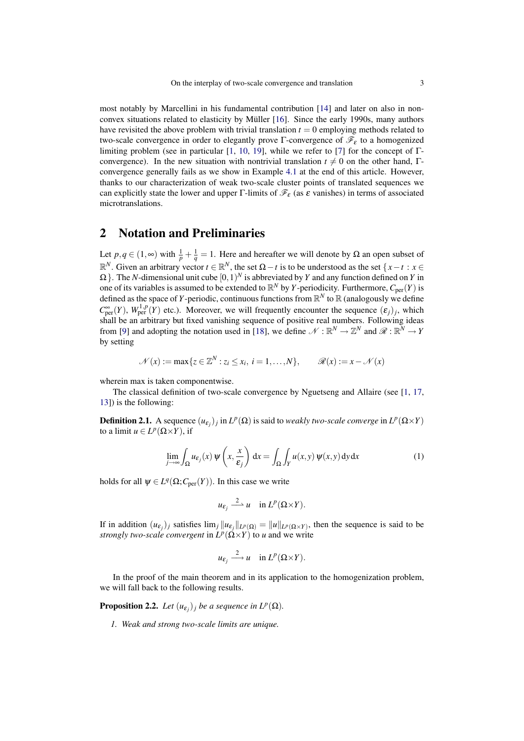most notably by Marcellini in his fundamental contribution [14] and later on also in non-convex situations related to elasticity by Müller [16]. Since the early 1990s, many authors have revisited the above problem with trivial translation $t = 0$ employing methods related to two-scale convergence in order to elegantly prove Γ-convergence of $\mathscr{F}_\varepsilon$ to a homogenized limiting problem (see in particular [1, 10, 19], while we refer to [7] for the concept of Γ-convergence). In the new situation with nontrivial translation $t \neq 0$ on the other hand, Γ-convergence generally fails as we show in Example 4.1 at the end of this article. However, thanks to our characterization of weak two-scale cluster points of translated sequences we can explicitly state the lower and upper Γ-limits of $\mathscr{F}_\varepsilon$ (as $\varepsilon$ vanishes) in terms of associated microtranslations.

## 2 Notation and Preliminaries

Let $p, q \in (1,\infty)$ with $\frac{1}{p} + \frac{1}{q} = 1$. Here and hereafter we will denote by $\Omega$ an open subset of $\mathbb{R}^N$. Given an arbitrary vector $t \in \mathbb{R}^N$, the set $\Omega - t$ is to be understood as the set $\{x - t : x \in \Omega\}$. The $N$-dimensional unit cube $[0,1)^N$ is abbreviated by $Y$ and any function defined on $Y$ in one of its variables is assumed to be extended to $\mathbb{R}^N$ by $Y$-periodicity. Furthermore, $C_{\mathrm{per}}(Y)$ is defined as the space of $Y$-periodic, continuous functions from $\mathbb{R}^N$ to $\mathbb{R}$ (analogously we define $C^\infty_{\mathrm{per}}(Y)$, $W^{1,p}_{\mathrm{per}}(Y)$ etc.). Moreover, we will frequently encounter the sequence $(\varepsilon_j)_j$, which shall be an arbitrary but fixed vanishing sequence of positive real numbers. Following ideas from [9] and adopting the notation used in [18], we define $\mathscr{N} : \mathbb{R}^N \to \mathbb{Z}^N$ and $\mathscr{R} : \mathbb{R}^N \to Y$ by setting

$$\mathscr{N}(x) := \max\{z \in \mathbb{Z}^N : z_i \leq x_i,\ i = 1,\dots,N\}, \qquad \mathscr{R}(x) := x - \mathscr{N}(x)$$

wherein max is taken componentwise.

The classical definition of two-scale convergence by Nguetseng and Allaire (see [1, 17, 13]) is the following:

**Definition 2.1.** A sequence $(u_{\varepsilon_j})_j$ in $L^p(\Omega)$ is said to *weakly two-scale converge* in $L^p(\Omega \times Y)$ to a limit $u \in L^p(\Omega \times Y)$, if

$$\lim_{j\to\infty} \int_\Omega u_{\varepsilon_j}(x)\, \psi\!\left(x, \frac{x}{\varepsilon_j}\right)\, \mathrm{d}x = \int_\Omega \int_Y u(x,y)\, \psi(x,y)\, \mathrm{d}y\, \mathrm{d}x \tag{1}$$

holds for all $\psi \in L^q(\Omega; C_{\mathrm{per}}(Y))$. In this case we write

$$u_{\varepsilon_j} \xrightarrow{\;2\;} u \quad \text{in } L^p(\Omega \times Y).$$

If in addition $(u_{\varepsilon_j})_j$ satisfies $\lim_j \|u_{\varepsilon_j}\|_{L^p(\Omega)} = \|u\|_{L^p(\Omega\times Y)}$, then the sequence is said to be *strongly two-scale convergent* in $L^p(\Omega \times Y)$ to $u$ and we write

$$u_{\varepsilon_j} \xrightarrow{\;2\;} u \quad \text{in } L^p(\Omega \times Y).$$

In the proof of the main theorem and in its application to the homogenization problem, we will fall back to the following results.

**Proposition 2.2.** *Let $(u_{\varepsilon_j})_j$ be a sequence in $L^p(\Omega)$.*

1. *Weak and strong two-scale limits are unique.*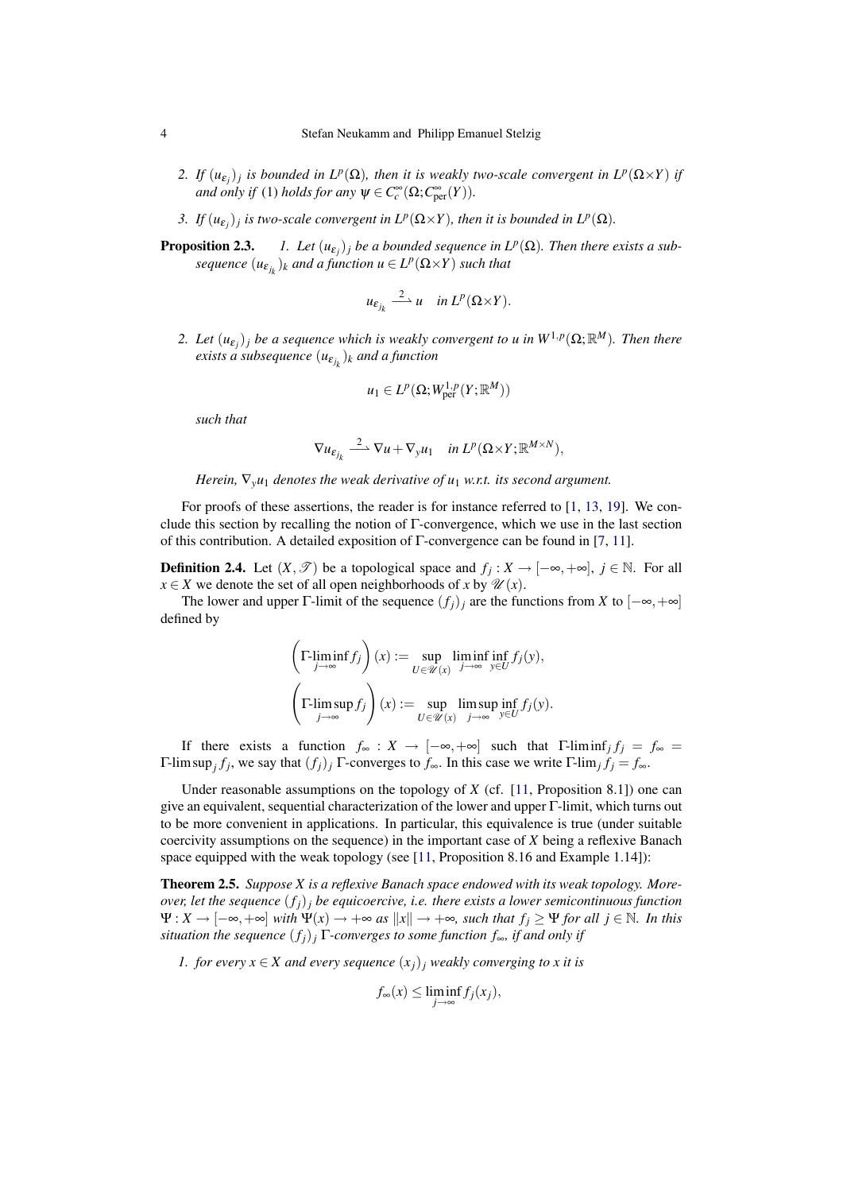2. *If $(u_{\varepsilon_j})_j$ is bounded in $L^p(\Omega)$, then it is weakly two-scale convergent in $L^p(\Omega{\times}Y)$ if and only if (1) holds for any $\psi \in C_c^\infty(\Omega; C_{\text{per}}^\infty(Y))$.*
3. *If $(u_{\varepsilon_j})_j$ is two-scale convergent in $L^p(\Omega{\times}Y)$, then it is bounded in $L^p(\Omega)$.*

**Proposition 2.3.** *1. Let $(u_{\varepsilon_j})_j$ be a bounded sequence in $L^p(\Omega)$. Then there exists a subsequence $(u_{\varepsilon_{j_k}})_k$ and a function $u \in L^p(\Omega{\times}Y)$ such that*

$$u_{\varepsilon_{j_k}} \xrightarrow{2} u \quad \text{in } L^p(\Omega{\times}Y).$$

*2. Let $(u_{\varepsilon_j})_j$ be a sequence which is weakly convergent to $u$ in $W^{1,p}(\Omega;\mathbb{R}^M)$. Then there exists a subsequence $(u_{\varepsilon_{j_k}})_k$ and a function*

$$u_1 \in L^p(\Omega; W^{1,p}_{\text{per}}(Y;\mathbb{R}^M))$$

*such that*

$$\nabla u_{\varepsilon_{j_k}} \xrightarrow{2} \nabla u + \nabla_y u_1 \quad \text{in } L^p(\Omega{\times}Y;\mathbb{R}^{M\times N}),$$

*Herein, $\nabla_y u_1$ denotes the weak derivative of $u_1$ w.r.t. its second argument.*

For proofs of these assertions, the reader is for instance referred to [1, 13, 19]. We conclude this section by recalling the notion of $\Gamma$-convergence, which we use in the last section of this contribution. A detailed exposition of $\Gamma$-convergence can be found in [7, 11].

**Definition 2.4.** Let $(X,\mathscr{T})$ be a topological space and $f_j : X \to [-\infty,+\infty]$, $j \in \mathbb{N}$. For all $x \in X$ we denote the set of all open neighborhoods of $x$ by $\mathscr{U}(x)$.

The lower and upper $\Gamma$-limit of the sequence $(f_j)_j$ are the functions from $X$ to $[-\infty,+\infty]$ defined by

$$\left(\Gamma\text{-}\liminf_{j\to\infty} f_j\right)(x) := \sup_{U\in\mathscr{U}(x)} \liminf_{j\to\infty} \inf_{y\in U} f_j(y),$$

$$\left(\Gamma\text{-}\limsup_{j\to\infty} f_j\right)(x) := \sup_{U\in\mathscr{U}(x)} \limsup_{j\to\infty} \inf_{y\in U} f_j(y).$$

If there exists a function $f_\infty : X \to [-\infty,+\infty]$ such that $\Gamma\text{-}\liminf_j f_j = f_\infty = \Gamma\text{-}\limsup_j f_j$, we say that $(f_j)_j$ $\Gamma$-converges to $f_\infty$. In this case we write $\Gamma\text{-}\lim_j f_j = f_\infty$.

Under reasonable assumptions on the topology of $X$ (cf. [11, Proposition 8.1]) one can give an equivalent, sequential characterization of the lower and upper $\Gamma$-limit, which turns out to be more convenient in applications. In particular, this equivalence is true (under suitable coercivity assumptions on the sequence) in the important case of $X$ being a reflexive Banach space equipped with the weak topology (see [11, Proposition 8.16 and Example 1.14]):

**Theorem 2.5.** *Suppose $X$ is a reflexive Banach space endowed with its weak topology. Moreover, let the sequence $(f_j)_j$ be equicoercive, i.e. there exists a lower semicontinuous function $\Psi : X \to [-\infty,+\infty]$ with $\Psi(x) \to +\infty$ as $\|x\| \to +\infty$, such that $f_j \geq \Psi$ for all $j \in \mathbb{N}$. In this situation the sequence $(f_j)_j$ $\Gamma$-converges to some function $f_\infty$, if and only if*

*1. for every $x \in X$ and every sequence $(x_j)_j$ weakly converging to $x$ it is*

$$f_\infty(x) \leq \liminf_{j\to\infty} f_j(x_j),$$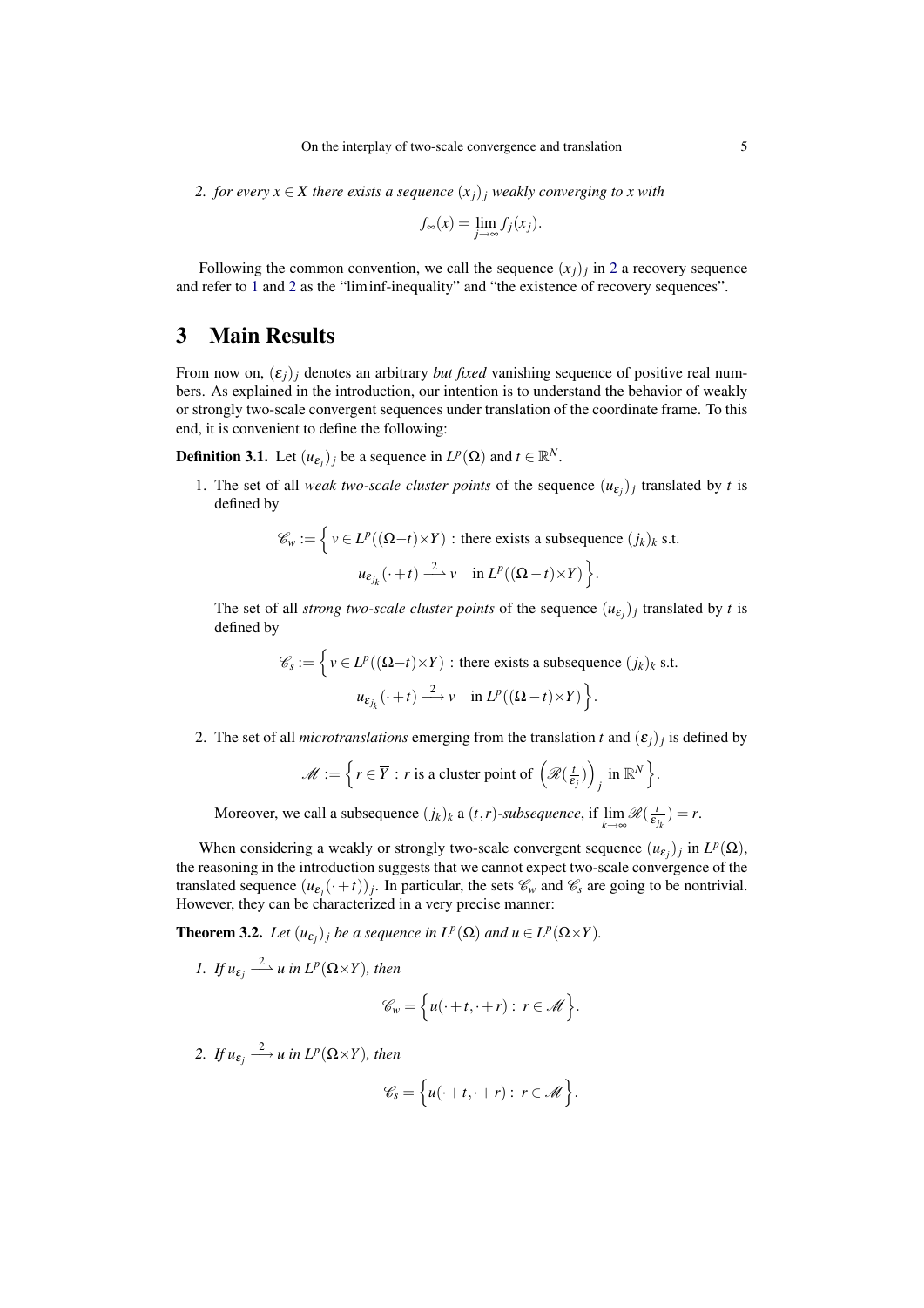2. *for every $x \in X$ there exists a sequence $(x_j)_j$ weakly converging to $x$ with*

$$f_\infty(x) = \lim_{j\to\infty} f_j(x_j).$$

Following the common convention, we call the sequence $(x_j)_j$ in 2 a recovery sequence and refer to 1 and 2 as the "liminf-inequality" and "the existence of recovery sequences".

# 3 Main Results

From now on, $(\varepsilon_j)_j$ denotes an arbitrary *but fixed* vanishing sequence of positive real numbers. As explained in the introduction, our intention is to understand the behavior of weakly or strongly two-scale convergent sequences under translation of the coordinate frame. To this end, it is convenient to define the following:

**Definition 3.1.** Let $(u_{\varepsilon_j})_j$ be a sequence in $L^p(\Omega)$ and $t \in \mathbb{R}^N$.

1. The set of all *weak two-scale cluster points* of the sequence $(u_{\varepsilon_j})_j$ translated by $t$ is defined by

$$\mathscr{C}_w := \Big\{ v \in L^p((\Omega - t)\times Y) : \text{there exists a subsequence } (j_k)_k \text{ s.t.} \\ u_{\varepsilon_{j_k}}(\cdot + t) \xrightarrow{2} v \quad \text{in } L^p((\Omega - t)\times Y) \Big\}.$$

The set of all *strong two-scale cluster points* of the sequence $(u_{\varepsilon_j})_j$ translated by $t$ is defined by

$$\mathscr{C}_s := \Big\{ v \in L^p((\Omega - t)\times Y) : \text{there exists a subsequence } (j_k)_k \text{ s.t.} \\ u_{\varepsilon_{j_k}}(\cdot + t) \xrightarrow{2} v \quad \text{in } L^p((\Omega - t)\times Y) \Big\}.$$

2. The set of all *microtranslations* emerging from the translation $t$ and $(\varepsilon_j)_j$ is defined by

$$\mathscr{M} := \Big\{ r \in \overline{Y} : r \text{ is a cluster point of } \Big(\mathscr{R}(\tfrac{t}{\varepsilon_j})\Big)_j \text{ in } \mathbb{R}^N \Big\}.$$

Moreover, we call a subsequence $(j_k)_k$ a $(t,r)$*-subsequence*, if $\lim_{k\to\infty} \mathscr{R}(\frac{t}{\varepsilon_{j_k}}) = r$.

When considering a weakly or strongly two-scale convergent sequence $(u_{\varepsilon_j})_j$ in $L^p(\Omega)$, the reasoning in the introduction suggests that we cannot expect two-scale convergence of the translated sequence $(u_{\varepsilon_j}(\cdot + t))_j$. In particular, the sets $\mathscr{C}_w$ and $\mathscr{C}_s$ are going to be nontrivial. However, they can be characterized in a very precise manner:

**Theorem 3.2.** *Let $(u_{\varepsilon_j})_j$ be a sequence in $L^p(\Omega)$ and $u \in L^p(\Omega\times Y)$.*

1. *If $u_{\varepsilon_j} \xrightarrow{2} u$ in $L^p(\Omega\times Y)$, then*

$$\mathscr{C}_w = \Big\{ u(\cdot + t, \cdot + r) : r \in \mathscr{M} \Big\}.$$

2. *If $u_{\varepsilon_j} \xrightarrow{2} u$ in $L^p(\Omega\times Y)$, then*

$$\mathscr{C}_s = \Big\{ u(\cdot + t, \cdot + r) : r \in \mathscr{M} \Big\}.$$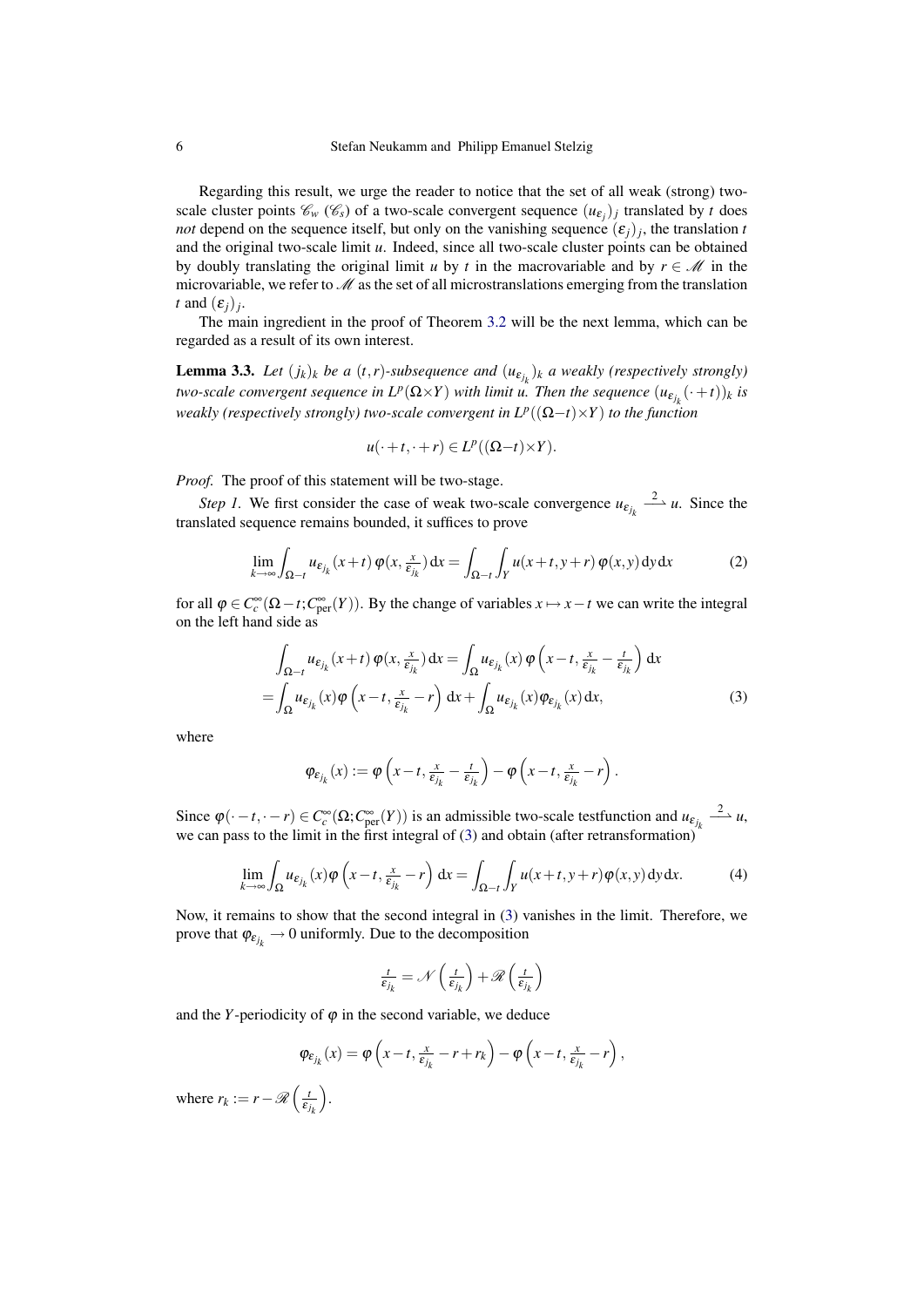Regarding this result, we urge the reader to notice that the set of all weak (strong) two-scale cluster points $\mathscr{C}_w$ ($\mathscr{C}_s$) of a two-scale convergent sequence $(u_{\varepsilon_j})_j$ translated by $t$ does *not* depend on the sequence itself, but only on the vanishing sequence $(\varepsilon_j)_j$, the translation $t$ and the original two-scale limit $u$. Indeed, since all two-scale cluster points can be obtained by doubly translating the original limit $u$ by $t$ in the macrovariable and by $r \in \mathscr{M}$ in the microvariable, we refer to $\mathscr{M}$ as the set of all microstranslations emerging from the translation $t$ and $(\varepsilon_j)_j$.

The main ingredient in the proof of Theorem 3.2 will be the next lemma, which can be regarded as a result of its own interest.

**Lemma 3.3.** *Let $(j_k)_k$ be a $(t,r)$-subsequence and $(u_{\varepsilon_{j_k}})_k$ a weakly (respectively strongly) two-scale convergent sequence in $L^p(\Omega{\times}Y)$ with limit $u$. Then the sequence $(u_{\varepsilon_{j_k}}(\cdot+t))_k$ is weakly (respectively strongly) two-scale convergent in $L^p((\Omega{-}t){\times}Y)$ to the function*

$$u(\cdot+t,\cdot+r) \in L^p((\Omega{-}t){\times}Y).$$

*Proof.* The proof of this statement will be two-stage.

*Step 1.* We first consider the case of weak two-scale convergence $u_{\varepsilon_{j_k}} \xrightarrow{2} u$. Since the translated sequence remains bounded, it suffices to prove

$$\lim_{k\to\infty} \int_{\Omega-t} u_{\varepsilon_{j_k}}(x+t)\,\varphi(x,\tfrac{x}{\varepsilon_{j_k}})\,\mathrm{d}x = \int_{\Omega-t}\int_Y u(x+t,y+r)\,\varphi(x,y)\,\mathrm{d}y\,\mathrm{d}x \tag{2}$$

for all $\varphi \in C_c^\infty(\Omega-t;C_{\mathrm{per}}^\infty(Y))$. By the change of variables $x \mapsto x-t$ we can write the integral on the left hand side as

$$\begin{aligned}
\int_{\Omega-t} u_{\varepsilon_{j_k}}(x+t)\,\varphi(x,\tfrac{x}{\varepsilon_{j_k}})\,\mathrm{d}x &= \int_\Omega u_{\varepsilon_{j_k}}(x)\,\varphi\left(x-t,\tfrac{x}{\varepsilon_{j_k}}-\tfrac{t}{\varepsilon_{j_k}}\right)\mathrm{d}x \\
= \int_\Omega u_{\varepsilon_{j_k}}(x)\varphi\left(x-t,\tfrac{x}{\varepsilon_{j_k}}-r\right)\mathrm{d}x &+ \int_\Omega u_{\varepsilon_{j_k}}(x)\varphi_{\varepsilon_{j_k}}(x)\,\mathrm{d}x,
\end{aligned} \tag{3}$$

where

$$\varphi_{\varepsilon_{j_k}}(x) := \varphi\left(x-t,\tfrac{x}{\varepsilon_{j_k}}-\tfrac{t}{\varepsilon_{j_k}}\right) - \varphi\left(x-t,\tfrac{x}{\varepsilon_{j_k}}-r\right).$$

Since $\varphi(\cdot-t,\cdot-r) \in C_c^\infty(\Omega;C_{\mathrm{per}}^\infty(Y))$ is an admissible two-scale testfunction and $u_{\varepsilon_{j_k}} \xrightarrow{2} u$, we can pass to the limit in the first integral of (3) and obtain (after retransformation)

$$\lim_{k\to\infty} \int_\Omega u_{\varepsilon_{j_k}}(x)\varphi\left(x-t,\tfrac{x}{\varepsilon_{j_k}}-r\right)\mathrm{d}x = \int_{\Omega-t}\int_Y u(x+t,y+r)\varphi(x,y)\,\mathrm{d}y\,\mathrm{d}x. \tag{4}$$

Now, it remains to show that the second integral in (3) vanishes in the limit. Therefore, we prove that $\varphi_{\varepsilon_{j_k}} \to 0$ uniformly. Due to the decomposition

$$\tfrac{t}{\varepsilon_{j_k}} = \mathscr{N}\left(\tfrac{t}{\varepsilon_{j_k}}\right) + \mathscr{R}\left(\tfrac{t}{\varepsilon_{j_k}}\right)$$

and the $Y$-periodicity of $\varphi$ in the second variable, we deduce

$$\varphi_{\varepsilon_{j_k}}(x) = \varphi\left(x-t,\tfrac{x}{\varepsilon_{j_k}}-r+r_k\right) - \varphi\left(x-t,\tfrac{x}{\varepsilon_{j_k}}-r\right),$$

where $r_k := r - \mathscr{R}\left(\tfrac{t}{\varepsilon_{j_k}}\right)$.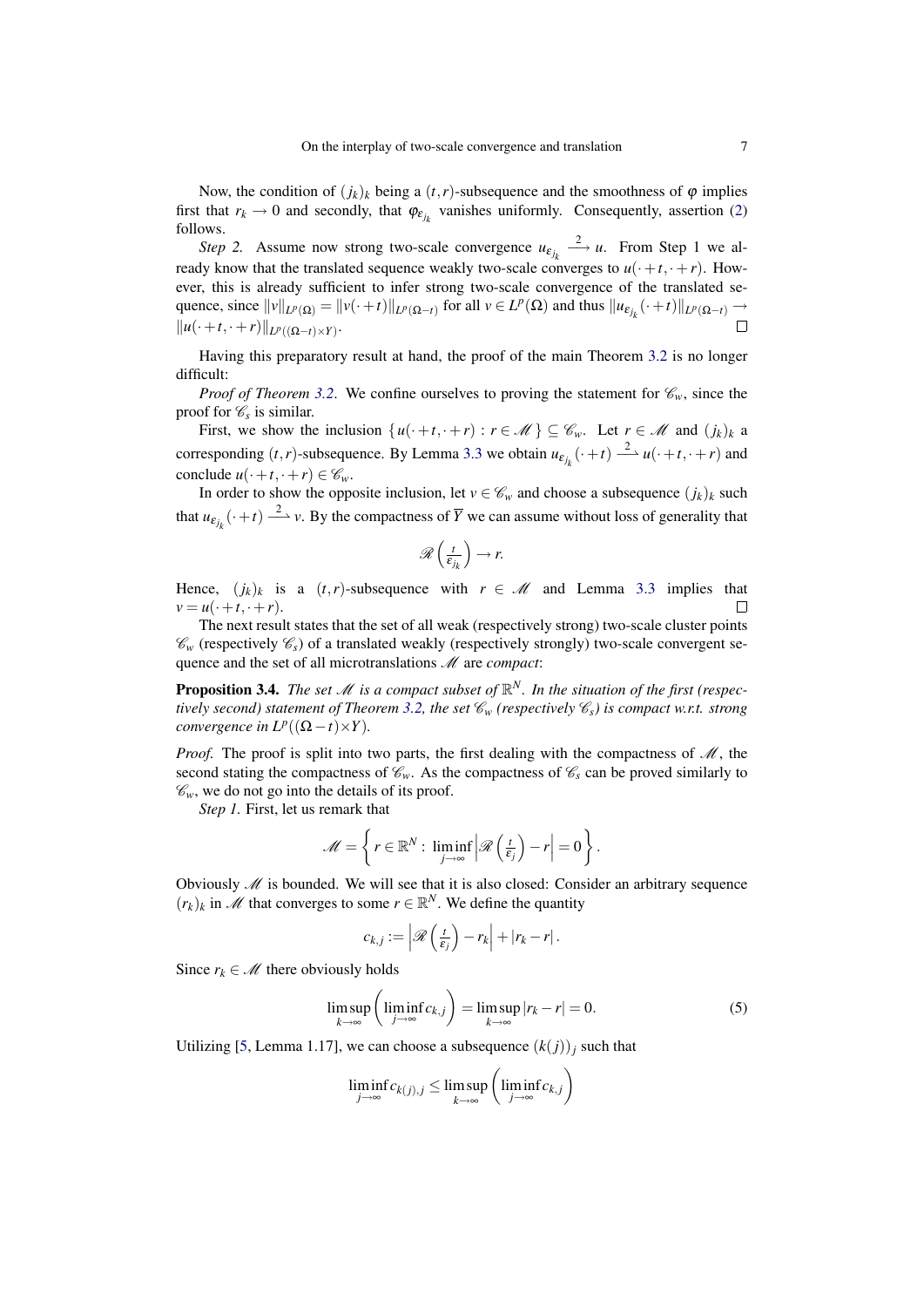Now, the condition of $(j_k)_k$ being a $(t,r)$-subsequence and the smoothness of $\varphi$ implies first that $r_k \to 0$ and secondly, that $\varphi_{\varepsilon_{j_k}}$ vanishes uniformly. Consequently, assertion (2) follows.

*Step 2.* Assume now strong two-scale convergence $u_{\varepsilon_{j_k}} \xrightarrow{2} u$. From Step 1 we already know that the translated sequence weakly two-scale converges to $u(\cdot+t,\cdot+r)$. However, this is already sufficient to infer strong two-scale convergence of the translated sequence, since $\|v\|_{L^p(\Omega)} = \|v(\cdot+t)\|_{L^p(\Omega-t)}$ for all $v \in L^p(\Omega)$ and thus $\|u_{\varepsilon_{j_k}}(\cdot+t)\|_{L^p(\Omega-t)} \to \|u(\cdot+t,\cdot+r)\|_{L^p((\Omega-t)\times Y)}$. □

Having this preparatory result at hand, the proof of the main Theorem 3.2 is no longer difficult:

*Proof of Theorem 3.2.* We confine ourselves to proving the statement for $\mathscr{C}_w$, since the proof for $\mathscr{C}_s$ is similar.

First, we show the inclusion $\{u(\cdot+t,\cdot+r) : r \in \mathscr{M}\} \subseteq \mathscr{C}_w$. Let $r \in \mathscr{M}$ and $(j_k)_k$ a corresponding $(t,r)$-subsequence. By Lemma 3.3 we obtain $u_{\varepsilon_{j_k}}(\cdot+t) \xrightarrow{2} u(\cdot+t,\cdot+r)$ and conclude $u(\cdot+t,\cdot+r) \in \mathscr{C}_w$.

In order to show the opposite inclusion, let $v \in \mathscr{C}_w$ and choose a subsequence $(j_k)_k$ such that $u_{\varepsilon_{j_k}}(\cdot+t) \xrightarrow{2} v$. By the compactness of $\overline{Y}$ we can assume without loss of generality that

$$\mathscr{R}\left(\tfrac{t}{\varepsilon_{j_k}}\right) \to r.$$

Hence, $(j_k)_k$ is a $(t,r)$-subsequence with $r \in \mathscr{M}$ and Lemma 3.3 implies that $v = u(\cdot+t,\cdot+r)$. □

The next result states that the set of all weak (respectively strong) two-scale cluster points $\mathscr{C}_w$ (respectively $\mathscr{C}_s$) of a translated weakly (respectively strongly) two-scale convergent sequence and the set of all microtranslations $\mathscr{M}$ are *compact*:

**Proposition 3.4.** *The set $\mathscr{M}$ is a compact subset of $\mathbb{R}^N$. In the situation of the first (respectively second) statement of Theorem 3.2, the set $\mathscr{C}_w$ (respectively $\mathscr{C}_s$) is compact w.r.t. strong convergence in $L^p((\Omega-t)\times Y)$.*

*Proof.* The proof is split into two parts, the first dealing with the compactness of $\mathscr{M}$, the second stating the compactness of $\mathscr{C}_w$. As the compactness of $\mathscr{C}_s$ can be proved similarly to $\mathscr{C}_w$, we do not go into the details of its proof.

*Step 1.* First, let us remark that

$$\mathscr{M} = \left\{ r \in \mathbb{R}^N : \liminf_{j\to\infty} \left|\mathscr{R}\left(\tfrac{t}{\varepsilon_j}\right) - r\right| = 0 \right\}.$$

Obviously $\mathscr{M}$ is bounded. We will see that it is also closed: Consider an arbitrary sequence $(r_k)_k$ in $\mathscr{M}$ that converges to some $r \in \mathbb{R}^N$. We define the quantity

$$c_{k,j} := \left|\mathscr{R}\left(\tfrac{t}{\varepsilon_j}\right) - r_k\right| + |r_k - r|.$$

Since $r_k \in \mathscr{M}$ there obviously holds

$$\limsup_{k\to\infty}\left(\liminf_{j\to\infty} c_{k,j}\right) = \limsup_{k\to\infty} |r_k - r| = 0. \tag{5}$$

Utilizing [5, Lemma 1.17], we can choose a subsequence $(k(j))_j$ such that

$$\liminf_{j\to\infty} c_{k(j),j} \le \limsup_{k\to\infty}\left(\liminf_{j\to\infty} c_{k,j}\right)$$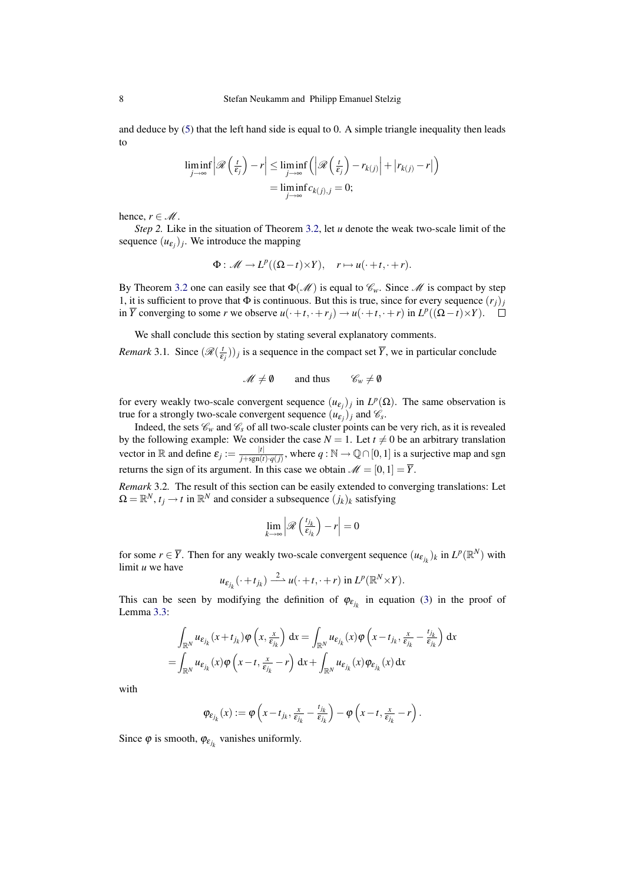and deduce by (5) that the left hand side is equal to 0. A simple triangle inequality then leads to

$$\liminf_{j\to\infty} \left|\mathscr{R}\left(\tfrac{t}{\varepsilon_j}\right) - r\right| \leq \liminf_{j\to\infty} \left(\left|\mathscr{R}\left(\tfrac{t}{\varepsilon_j}\right) - r_{k(j)}\right| + \left|r_{k(j)} - r\right|\right)$$
$$= \liminf_{j\to\infty} c_{k(j),j} = 0;$$

hence, $r \in \mathscr{M}$.

*Step 2.* Like in the situation of Theorem 3.2, let $u$ denote the weak two-scale limit of the sequence $(u_{\varepsilon_j})_j$. We introduce the mapping

$$\Phi : \mathscr{M} \to L^p((\Omega - t){\times}Y), \quad r \mapsto u(\cdot + t, \cdot + r).$$

By Theorem 3.2 one can easily see that $\Phi(\mathscr{M})$ is equal to $\mathscr{C}_w$. Since $\mathscr{M}$ is compact by step 1, it is sufficient to prove that $\Phi$ is continuous. But this is true, since for every sequence $(r_j)_j$ in $\overline{Y}$ converging to some $r$ we observe $u(\cdot + t, \cdot + r_j) \to u(\cdot + t, \cdot + r)$ in $L^p((\Omega - t){\times}Y)$. $\square$

We shall conclude this section by stating several explanatory comments.

*Remark* 3.1. Since $(\mathscr{R}(\frac{t}{\varepsilon_j}))_j$ is a sequence in the compact set $\overline{Y}$, we in particular conclude

$$\mathscr{M} \neq \emptyset \qquad \text{and thus} \qquad \mathscr{C}_w \neq \emptyset$$

for every weakly two-scale convergent sequence $(u_{\varepsilon_j})_j$ in $L^p(\Omega)$. The same observation is true for a strongly two-scale convergent sequence $(u_{\varepsilon_j})_j$ and $\mathscr{C}_s$.

Indeed, the sets $\mathscr{C}_w$ and $\mathscr{C}_s$ of all two-scale cluster points can be very rich, as it is revealed by the following example: We consider the case $N = 1$. Let $t \neq 0$ be an arbitrary translation vector in $\mathbb{R}$ and define $\varepsilon_j := \frac{|t|}{j + \operatorname{sgn}(t)\cdot q(j)}$, where $q : \mathbb{N} \to \mathbb{Q} \cap [0,1]$ is a surjective map and sgn returns the sign of its argument. In this case we obtain $\mathscr{M} = [0,1] = \overline{Y}$.

*Remark* 3.2. The result of this section can be easily extended to converging translations: Let $\Omega = \mathbb{R}^N$, $t_j \to t$ in $\mathbb{R}^N$ and consider a subsequence $(j_k)_k$ satisfying

$$\lim_{k\to\infty} \left|\mathscr{R}\left(\tfrac{t_{j_k}}{\varepsilon_{j_k}}\right) - r\right| = 0$$

for some $r \in \overline{Y}$. Then for any weakly two-scale convergent sequence $(u_{\varepsilon_{j_k}})_k$ in $L^p(\mathbb{R}^N)$ with limit $u$ we have

$$u_{\varepsilon_{j_k}}(\cdot + t_{j_k}) \xrightarrow{\;2\;} u(\cdot + t, \cdot + r) \text{ in } L^p(\mathbb{R}^N{\times}Y).$$

This can be seen by modifying the definition of $\varphi_{\varepsilon_{j_k}}$ in equation (3) in the proof of Lemma 3.3:

$$\int_{\mathbb{R}^N} u_{\varepsilon_{j_k}}(x + t_{j_k})\varphi\left(x, \tfrac{x}{\varepsilon_{j_k}}\right) \mathrm{d}x = \int_{\mathbb{R}^N} u_{\varepsilon_{j_k}}(x)\varphi\left(x - t_{j_k}, \tfrac{x}{\varepsilon_{j_k}} - \tfrac{t_{j_k}}{\varepsilon_{j_k}}\right) \mathrm{d}x$$
$$= \int_{\mathbb{R}^N} u_{\varepsilon_{j_k}}(x)\varphi\left(x - t, \tfrac{x}{\varepsilon_{j_k}} - r\right) \mathrm{d}x + \int_{\mathbb{R}^N} u_{\varepsilon_{j_k}}(x)\varphi_{\varepsilon_{j_k}}(x)\,\mathrm{d}x$$

with

$$\varphi_{\varepsilon_{j_k}}(x) := \varphi\left(x - t_{j_k}, \tfrac{x}{\varepsilon_{j_k}} - \tfrac{t_{j_k}}{\varepsilon_{j_k}}\right) - \varphi\left(x - t, \tfrac{x}{\varepsilon_{j_k}} - r\right).$$

Since $\varphi$ is smooth, $\varphi_{\varepsilon_{j_k}}$ vanishes uniformly.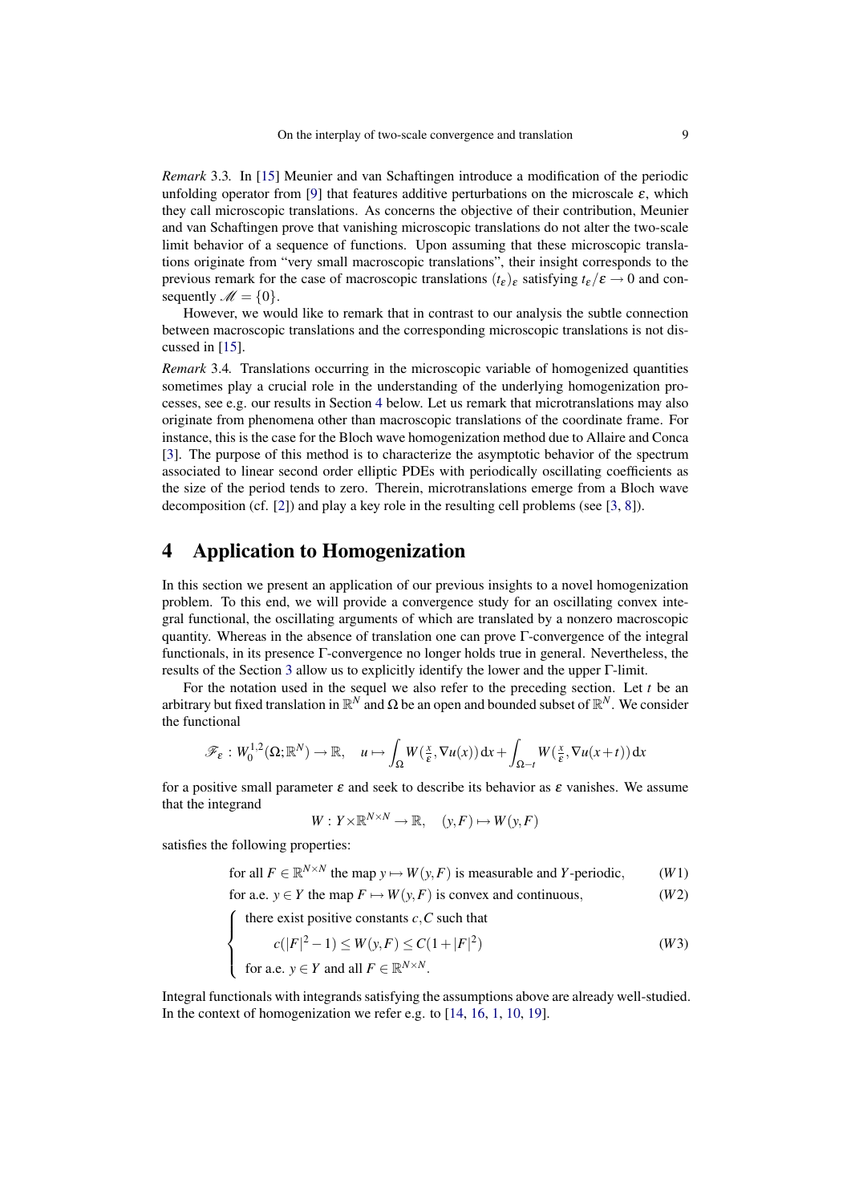*Remark* 3.3. In [15] Meunier and van Schaftingen introduce a modification of the periodic unfolding operator from [9] that features additive perturbations on the microscale $\varepsilon$, which they call microscopic translations. As concerns the objective of their contribution, Meunier and van Schaftingen prove that vanishing microscopic translations do not alter the two-scale limit behavior of a sequence of functions. Upon assuming that these microscopic translations originate from "very small macroscopic translations", their insight corresponds to the previous remark for the case of macroscopic translations $(t_\varepsilon)_\varepsilon$ satisfying $t_\varepsilon/\varepsilon \to 0$ and consequently $\mathscr{M} = \{0\}$.

However, we would like to remark that in contrast to our analysis the subtle connection between macroscopic translations and the corresponding microscopic translations is not discussed in [15].

*Remark* 3.4. Translations occurring in the microscopic variable of homogenized quantities sometimes play a crucial role in the understanding of the underlying homogenization processes, see e.g. our results in Section 4 below. Let us remark that microtranslations may also originate from phenomena other than macroscopic translations of the coordinate frame. For instance, this is the case for the Bloch wave homogenization method due to Allaire and Conca [3]. The purpose of this method is to characterize the asymptotic behavior of the spectrum associated to linear second order elliptic PDEs with periodically oscillating coefficients as the size of the period tends to zero. Therein, microtranslations emerge from a Bloch wave decomposition (cf. [2]) and play a key role in the resulting cell problems (see [3, 8]).

# 4 Application to Homogenization

In this section we present an application of our previous insights to a novel homogenization problem. To this end, we will provide a convergence study for an oscillating convex integral functional, the oscillating arguments of which are translated by a nonzero macroscopic quantity. Whereas in the absence of translation one can prove $\Gamma$-convergence of the integral functionals, in its presence $\Gamma$-convergence no longer holds true in general. Nevertheless, the results of the Section 3 allow us to explicitly identify the lower and the upper $\Gamma$-limit.

For the notation used in the sequel we also refer to the preceding section. Let $t$ be an arbitrary but fixed translation in $\mathbb{R}^N$ and $\Omega$ be an open and bounded subset of $\mathbb{R}^N$. We consider the functional

$$\mathscr{F}_\varepsilon : W_0^{1,2}(\Omega;\mathbb{R}^N) \to \mathbb{R}, \quad u \mapsto \int_\Omega W(\tfrac{x}{\varepsilon}, \nabla u(x))\,\mathrm{d}x + \int_{\Omega - t} W(\tfrac{x}{\varepsilon}, \nabla u(x+t))\,\mathrm{d}x$$

for a positive small parameter $\varepsilon$ and seek to describe its behavior as $\varepsilon$ vanishes. We assume that the integrand

$$W : Y \times \mathbb{R}^{N\times N} \to \mathbb{R}, \quad (y,F) \mapsto W(y,F)$$

satisfies the following properties:

$$\text{for all } F \in \mathbb{R}^{N\times N} \text{ the map } y \mapsto W(y,F) \text{ is measurable and } Y\text{-periodic,} \tag{W1}$$

$$\text{for a.e. } y \in Y \text{ the map } F \mapsto W(y,F) \text{ is convex and continuous,} \tag{W2}$$

$$\begin{cases} \text{there exist positive constants } c, C \text{ such that} \\ \qquad c(|F|^2 - 1) \le W(y,F) \le C(1 + |F|^2) \\ \text{for a.e. } y \in Y \text{ and all } F \in \mathbb{R}^{N\times N}. \end{cases} \tag{W3}$$

Integral functionals with integrands satisfying the assumptions above are already well-studied. In the context of homogenization we refer e.g. to [14, 16, 1, 10, 19].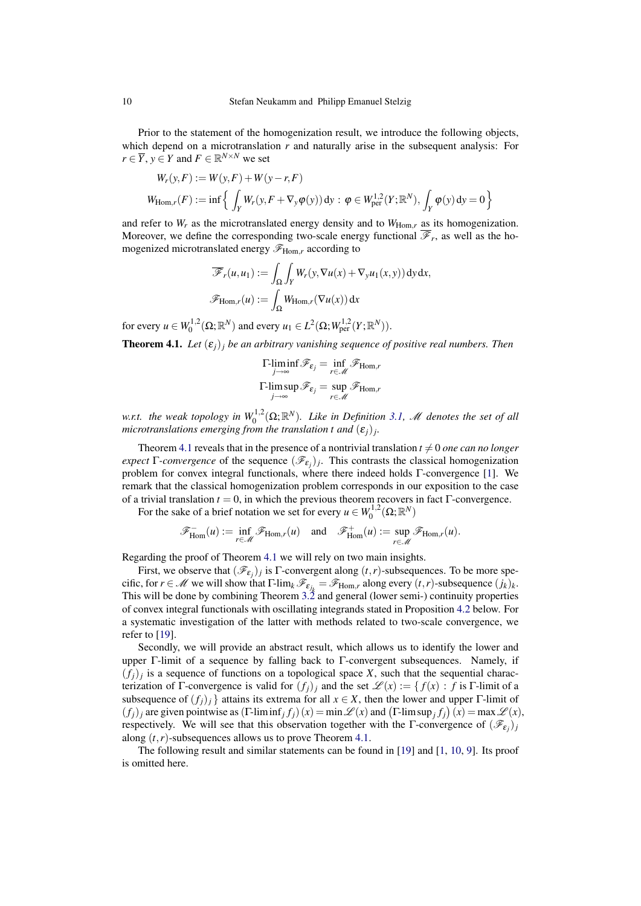Prior to the statement of the homogenization result, we introduce the following objects, which depend on a microtranslation $r$ and naturally arise in the subsequent analysis: For $r \in \overline{Y}$, $y \in Y$ and $F \in \mathbb{R}^{N\times N}$ we set

$$W_r(y,F) := W(y,F) + W(y-r,F)$$
$$W_{\mathrm{Hom},r}(F) := \inf\Big\{ \int_Y W_r(y, F + \nabla_y \varphi(y))\,\mathrm{d}y \,:\, \varphi \in W^{1,2}_{\mathrm{per}}(Y;\mathbb{R}^N),\ \int_Y \varphi(y)\,\mathrm{d}y = 0 \Big\}$$

and refer to $W_r$ as the microtranslated energy density and to $W_{\mathrm{Hom},r}$ as its homogenization. Moreover, we define the corresponding two-scale energy functional $\overline{\mathscr{F}}_r$, as well as the homogenized microtranslated energy $\mathscr{F}_{\mathrm{Hom},r}$ according to

$$\overline{\mathscr{F}}_r(u,u_1) := \int_\Omega \int_Y W_r(y, \nabla u(x) + \nabla_y u_1(x,y))\,\mathrm{d}y\,\mathrm{d}x,$$
$$\mathscr{F}_{\mathrm{Hom},r}(u) := \int_\Omega W_{\mathrm{Hom},r}(\nabla u(x))\,\mathrm{d}x$$

for every $u \in W^{1,2}_0(\Omega;\mathbb{R}^N)$ and every $u_1 \in L^2(\Omega; W^{1,2}_{\mathrm{per}}(Y;\mathbb{R}^N))$.

**Theorem 4.1.** *Let $(\varepsilon_j)_j$ be an arbitrary vanishing sequence of positive real numbers. Then*

$$\Gamma\text{-}\liminf_{j\to\infty} \mathscr{F}_{\varepsilon_j} = \inf_{r\in\mathscr{M}} \mathscr{F}_{\mathrm{Hom},r}$$
$$\Gamma\text{-}\limsup_{j\to\infty} \mathscr{F}_{\varepsilon_j} = \sup_{r\in\mathscr{M}} \mathscr{F}_{\mathrm{Hom},r}$$

*w.r.t. the weak topology in $W^{1,2}_0(\Omega;\mathbb{R}^N)$. Like in Definition 3.1, $\mathscr{M}$ denotes the set of all microtranslations emerging from the translation $t$ and $(\varepsilon_j)_j$.*

Theorem 4.1 reveals that in the presence of a nontrivial translation $t \neq 0$ *one can no longer expect $\Gamma$-convergence* of the sequence $(\mathscr{F}_{\varepsilon_j})_j$. This contrasts the classical homogenization problem for convex integral functionals, where there indeed holds $\Gamma$-convergence [1]. We remark that the classical homogenization problem corresponds in our exposition to the case of a trivial translation $t = 0$, in which the previous theorem recovers in fact $\Gamma$-convergence.

For the sake of a brief notation we set for every $u \in W^{1,2}_0(\Omega;\mathbb{R}^N)$

$$\mathscr{F}^-_{\mathrm{Hom}}(u) := \inf_{r\in\mathscr{M}} \mathscr{F}_{\mathrm{Hom},r}(u) \quad \text{and} \quad \mathscr{F}^+_{\mathrm{Hom}}(u) := \sup_{r\in\mathscr{M}} \mathscr{F}_{\mathrm{Hom},r}(u).$$

Regarding the proof of Theorem 4.1 we will rely on two main insights.

First, we observe that $(\mathscr{F}_{\varepsilon_j})_j$ is $\Gamma$-convergent along $(t,r)$-subsequences. To be more specific, for $r \in \mathscr{M}$ we will show that $\Gamma\text{-}\lim_k \mathscr{F}_{\varepsilon_{j_k}} = \mathscr{F}_{\mathrm{Hom},r}$ along every $(t,r)$-subsequence $(j_k)_k$. This will be done by combining Theorem 3.2 and general (lower semi-) continuity properties of convex integral functionals with oscillating integrands stated in Proposition 4.2 below. For a systematic investigation of the latter with methods related to two-scale convergence, we refer to [19].

Secondly, we will provide an abstract result, which allows us to identify the lower and upper $\Gamma$-limit of a sequence by falling back to $\Gamma$-convergent subsequences. Namely, if $(f_j)_j$ is a sequence of functions on a topological space $X$, such that the sequential characterization of $\Gamma$-convergence is valid for $(f_j)_j$ and the set $\mathscr{L}(x) := \{ f(x) \,:\, f \text{ is } \Gamma\text{-limit of a subsequence of } (f_j)_j \}$ attains its extrema for all $x \in X$, then the lower and upper $\Gamma$-limit of $(f_j)_j$ are given pointwise as $(\Gamma\text{-}\liminf_j f_j)(x) = \min \mathscr{L}(x)$ and $(\Gamma\text{-}\limsup_j f_j)(x) = \max \mathscr{L}(x)$, respectively. We will see that this observation together with the $\Gamma$-convergence of $(\mathscr{F}_{\varepsilon_j})_j$ along $(t,r)$-subsequences allows us to prove Theorem 4.1.

The following result and similar statements can be found in [19] and [1, 10, 9]. Its proof is omitted here.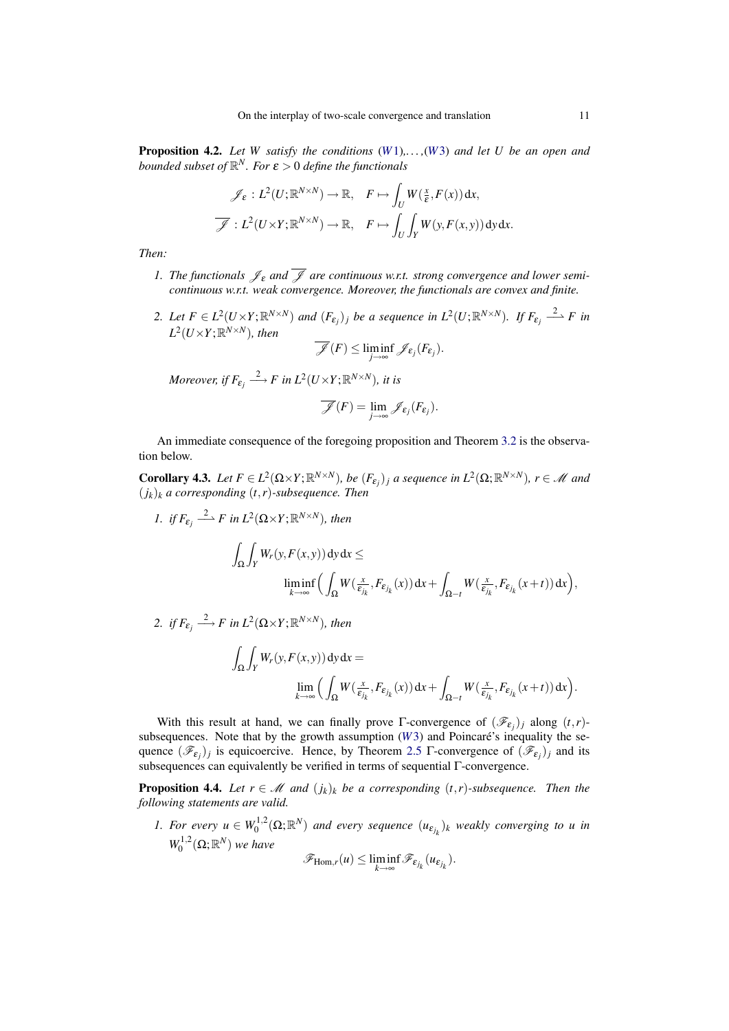**Proposition 4.2.** *Let $W$ satisfy the conditions (W1),...,(W3) and let $U$ be an open and bounded subset of $\mathbb{R}^N$. For $\varepsilon > 0$ define the functionals*

$$\mathscr{J}_\varepsilon : L^2(U;\mathbb{R}^{N\times N}) \to \mathbb{R}, \quad F \mapsto \int_U W(\tfrac{x}{\varepsilon}, F(x))\,\mathrm{d}x,$$

$$\overline{\mathscr{J}} : L^2(U\times Y;\mathbb{R}^{N\times N}) \to \mathbb{R}, \quad F \mapsto \int_U \int_Y W(y, F(x,y))\,\mathrm{d}y\,\mathrm{d}x.$$

*Then:*

1. *The functionals $\mathscr{J}_\varepsilon$ and $\overline{\mathscr{J}}$ are continuous w.r.t. strong convergence and lower semicontinuous w.r.t. weak convergence. Moreover, the functionals are convex and finite.*
2. *Let $F \in L^2(U\times Y;\mathbb{R}^{N\times N})$ and $(F_{\varepsilon_j})_j$ be a sequence in $L^2(U;\mathbb{R}^{N\times N})$. If $F_{\varepsilon_j} \xrightarrow{2} F$ in $L^2(U\times Y;\mathbb{R}^{N\times N})$, then*

$$\overline{\mathscr{J}}(F) \leq \liminf_{j\to\infty} \mathscr{J}_{\varepsilon_j}(F_{\varepsilon_j}).$$

*Moreover, if $F_{\varepsilon_j} \xrightarrow{2} F$ in $L^2(U\times Y;\mathbb{R}^{N\times N})$, it is*

$$\overline{\mathscr{J}}(F) = \lim_{j\to\infty} \mathscr{J}_{\varepsilon_j}(F_{\varepsilon_j}).$$

An immediate consequence of the foregoing proposition and Theorem 3.2 is the observation below.

**Corollary 4.3.** *Let $F \in L^2(\Omega\times Y;\mathbb{R}^{N\times N})$, be $(F_{\varepsilon_j})_j$ a sequence in $L^2(\Omega;\mathbb{R}^{N\times N})$, $r \in \mathscr{M}$ and $(j_k)_k$ a corresponding $(t,r)$-subsequence. Then*

1. *if $F_{\varepsilon_j} \xrightarrow{2} F$ in $L^2(\Omega\times Y;\mathbb{R}^{N\times N})$, then*

$$\int_\Omega \int_Y W_r(y, F(x,y))\,\mathrm{d}y\,\mathrm{d}x \leq \liminf_{k\to\infty} \Big( \int_\Omega W(\tfrac{x}{\varepsilon_{j_k}}, F_{\varepsilon_{j_k}}(x))\,\mathrm{d}x + \int_{\Omega-t} W(\tfrac{x}{\varepsilon_{j_k}}, F_{\varepsilon_{j_k}}(x+t))\,\mathrm{d}x \Big),$$

2. *if $F_{\varepsilon_j} \xrightarrow{2} F$ in $L^2(\Omega\times Y;\mathbb{R}^{N\times N})$, then*

$$\int_\Omega \int_Y W_r(y, F(x,y))\,\mathrm{d}y\,\mathrm{d}x = \lim_{k\to\infty} \Big( \int_\Omega W(\tfrac{x}{\varepsilon_{j_k}}, F_{\varepsilon_{j_k}}(x))\,\mathrm{d}x + \int_{\Omega-t} W(\tfrac{x}{\varepsilon_{j_k}}, F_{\varepsilon_{j_k}}(x+t))\,\mathrm{d}x \Big).$$

With this result at hand, we can finally prove $\Gamma$-convergence of $(\mathscr{F}_{\varepsilon_j})_j$ along $(t,r)$-subsequences. Note that by the growth assumption (W3) and Poincaré's inequality the sequence $(\mathscr{F}_{\varepsilon_j})_j$ is equicoercive. Hence, by Theorem 2.5 $\Gamma$-convergence of $(\mathscr{F}_{\varepsilon_j})_j$ and its subsequences can equivalently be verified in terms of sequential $\Gamma$-convergence.

**Proposition 4.4.** *Let $r \in \mathscr{M}$ and $(j_k)_k$ be a corresponding $(t,r)$-subsequence. Then the following statements are valid.*

1. *For every $u \in W^{1,2}_0(\Omega;\mathbb{R}^N)$ and every sequence $(u_{\varepsilon_{j_k}})_k$ weakly converging to $u$ in $W^{1,2}_0(\Omega;\mathbb{R}^N)$ we have*

$$\mathscr{F}_{\mathrm{Hom},r}(u) \leq \liminf_{k\to\infty} \mathscr{F}_{\varepsilon_{j_k}}(u_{\varepsilon_{j_k}}).$$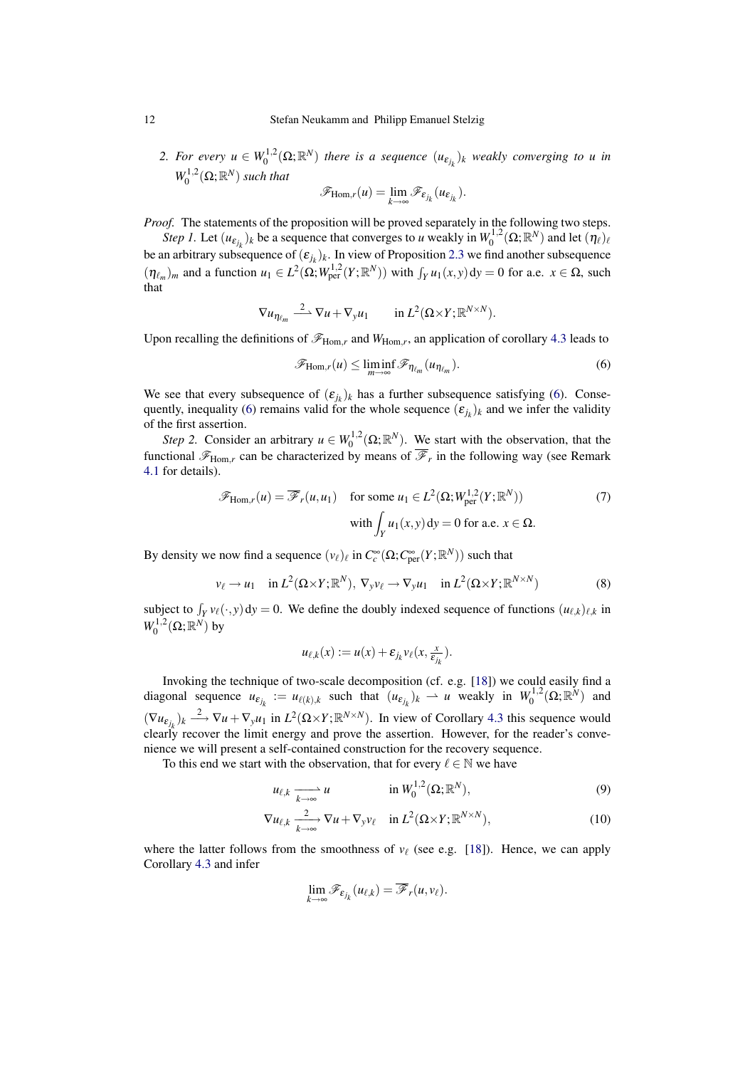2. *For every $u \in W_0^{1,2}(\Omega;\mathbb{R}^N)$ there is a sequence $(u_{\varepsilon_{j_k}})_k$ weakly converging to $u$ in $W_0^{1,2}(\Omega;\mathbb{R}^N)$ such that*

$$\mathscr{F}_{\mathrm{Hom},r}(u) = \lim_{k\to\infty} \mathscr{F}_{\varepsilon_{j_k}}(u_{\varepsilon_{j_k}}).$$

*Proof.* The statements of the proposition will be proved separately in the following two steps.

*Step 1.* Let $(u_{\varepsilon_{j_k}})_k$ be a sequence that converges to $u$ weakly in $W_0^{1,2}(\Omega;\mathbb{R}^N)$ and let $(\eta_\ell)_\ell$ be an arbitrary subsequence of $(\varepsilon_{j_k})_k$. In view of Proposition 2.3 we find another subsequence $(\eta_{\ell_m})_m$ and a function $u_1 \in L^2(\Omega;W^{1,2}_{\mathrm{per}}(Y;\mathbb{R}^N))$ with $\int_Y u_1(x,y)\,\mathrm{d}y = 0$ for a.e. $x\in\Omega$, such that

$$\nabla u_{\eta_{\ell_m}} \xrightarrow{\;2\;} \nabla u + \nabla_y u_1 \qquad \text{in } L^2(\Omega\times Y;\mathbb{R}^{N\times N}).$$

Upon recalling the definitions of $\mathscr{F}_{\mathrm{Hom},r}$ and $W_{\mathrm{Hom},r}$, an application of corollary 4.3 leads to

$$\mathscr{F}_{\mathrm{Hom},r}(u) \le \liminf_{m\to\infty} \mathscr{F}_{\eta_{\ell_m}}(u_{\eta_{\ell_m}}). \tag{6}$$

We see that every subsequence of $(\varepsilon_{j_k})_k$ has a further subsequence satisfying (6). Consequently, inequality (6) remains valid for the whole sequence $(\varepsilon_{j_k})_k$ and we infer the validity of the first assertion.

*Step 2.* Consider an arbitrary $u \in W_0^{1,2}(\Omega;\mathbb{R}^N)$. We start with the observation, that the functional $\mathscr{F}_{\mathrm{Hom},r}$ can be characterized by means of $\overline{\mathscr{F}}_r$ in the following way (see Remark 4.1 for details).

$$\begin{aligned}\mathscr{F}_{\mathrm{Hom},r}(u) = \overline{\mathscr{F}}_r(u,u_1) \quad &\text{for some } u_1 \in L^2(\Omega;W^{1,2}_{\mathrm{per}}(Y;\mathbb{R}^N)) \\ &\text{with } \int_Y u_1(x,y)\,\mathrm{d}y = 0 \text{ for a.e. } x\in\Omega.\end{aligned} \tag{7}$$

By density we now find a sequence $(v_\ell)_\ell$ in $C_c^\infty(\Omega;C^\infty_{\mathrm{per}}(Y;\mathbb{R}^N))$ such that

$$v_\ell \to u_1 \quad \text{in } L^2(\Omega\times Y;\mathbb{R}^N),\ \nabla_y v_\ell \to \nabla_y u_1 \quad \text{in } L^2(\Omega\times Y;\mathbb{R}^{N\times N}) \tag{8}$$

subject to $\int_Y v_\ell(\cdot,y)\,\mathrm{d}y = 0$. We define the doubly indexed sequence of functions $(u_{\ell,k})_{\ell,k}$ in $W_0^{1,2}(\Omega;\mathbb{R}^N)$ by

$$u_{\ell,k}(x) := u(x) + \varepsilon_{j_k} v_\ell(x, \tfrac{x}{\varepsilon_{j_k}}).$$

Invoking the technique of two-scale decomposition (cf. e.g. [18]) we could easily find a diagonal sequence $u_{\varepsilon_{j_k}} := u_{\ell(k),k}$ such that $(u_{\varepsilon_{j_k}})_k \rightharpoonup u$ weakly in $W_0^{1,2}(\Omega;\mathbb{R}^N)$ and $(\nabla u_{\varepsilon_{j_k}})_k \xrightarrow{\;2\;} \nabla u + \nabla_y u_1$ in $L^2(\Omega\times Y;\mathbb{R}^{N\times N})$. In view of Corollary 4.3 this sequence would clearly recover the limit energy and prove the assertion. However, for the reader's convenience we will present a self-contained construction for the recovery sequence.

To this end we start with the observation, that for every $\ell\in\mathbb{N}$ we have

$$u_{\ell,k} \xrightarrow[k\to\infty]{} u \qquad\qquad \text{in } W_0^{1,2}(\Omega;\mathbb{R}^N), \tag{9}$$

$$\nabla u_{\ell,k} \xrightarrow[k\to\infty]{2} \nabla u + \nabla_y v_\ell \quad \text{in } L^2(\Omega\times Y;\mathbb{R}^{N\times N}), \tag{10}$$

where the latter follows from the smoothness of $v_\ell$ (see e.g. [18]). Hence, we can apply Corollary 4.3 and infer

$$\lim_{k\to\infty} \mathscr{F}_{\varepsilon_{j_k}}(u_{\ell,k}) = \overline{\mathscr{F}}_r(u,v_\ell).$$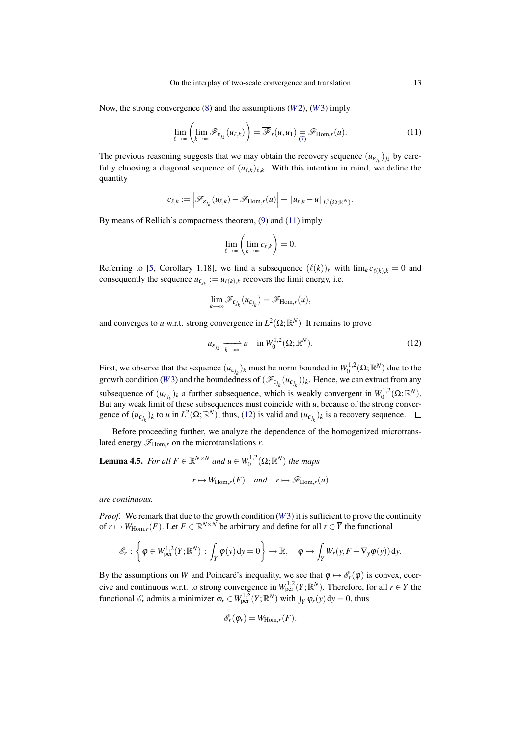Now, the strong convergence (8) and the assumptions ($W2$), ($W3$) imply

$$\lim_{\ell\to\infty}\left(\lim_{k\to\infty}\mathscr{F}_{\varepsilon_{j_k}}(u_{\ell,k})\right)=\overline{\mathscr{F}}_r(u,u_1)\underset{(7)}{=}\mathscr{F}_{\mathrm{Hom},r}(u). \tag{11}$$

The previous reasoning suggests that we may obtain the recovery sequence $(u_{\varepsilon_{j_k}})_{j_k}$ by carefully choosing a diagonal sequence of $(u_{\ell,k})_{\ell,k}$. With this intention in mind, we define the quantity

$$c_{\ell,k}:=\left|\mathscr{F}_{\varepsilon_{j_k}}(u_{\ell,k})-\mathscr{F}_{\mathrm{Hom},r}(u)\right|+\|u_{\ell,k}-u\|_{L^2(\Omega;\mathbb{R}^N)}.$$

By means of Rellich's compactness theorem, (9) and (11) imply

$$\lim_{\ell\to\infty}\left(\lim_{k\to\infty}c_{\ell,k}\right)=0.$$

Referring to [5, Corollary 1.18], we find a subsequence $(\ell(k))_k$ with $\lim_k c_{\ell(k),k}=0$ and consequently the sequence $u_{\varepsilon_{j_k}}:=u_{\ell(k),k}$ recovers the limit energy, i.e.

$$\lim_{k\to\infty}\mathscr{F}_{\varepsilon_{j_k}}(u_{\varepsilon_{j_k}})=\mathscr{F}_{\mathrm{Hom},r}(u),$$

and converges to $u$ w.r.t. strong convergence in $L^2(\Omega;\mathbb{R}^N)$. It remains to prove

$$u_{\varepsilon_{j_k}}\xrightharpoonup[k\to\infty]{}u\quad\text{in } W_0^{1,2}(\Omega;\mathbb{R}^N). \tag{12}$$

First, we observe that the sequence $(u_{\varepsilon_{j_k}})_k$ must be norm bounded in $W_0^{1,2}(\Omega;\mathbb{R}^N)$ due to the growth condition ($W3$) and the boundedness of $(\mathscr{F}_{\varepsilon_{j_k}}(u_{\varepsilon_{j_k}}))_k$. Hence, we can extract from any subsequence of $(u_{\varepsilon_{j_k}})_k$ a further subsequence, which is weakly convergent in $W_0^{1,2}(\Omega;\mathbb{R}^N)$. But any weak limit of these subsequences must coincide with $u$, because of the strong convergence of $(u_{\varepsilon_{j_k}})_k$ to $u$ in $L^2(\Omega;\mathbb{R}^N)$; thus, (12) is valid and $(u_{\varepsilon_{j_k}})_k$ is a recovery sequence. □

Before proceeding further, we analyze the dependence of the homogenized microtranslated energy $\mathscr{F}_{\mathrm{Hom},r}$ on the microtranslations $r$.

**Lemma 4.5.** *For all $F\in\mathbb{R}^{N\times N}$ and $u\in W_0^{1,2}(\Omega;\mathbb{R}^N)$ the maps*

$$r\mapsto W_{\mathrm{Hom},r}(F)\quad\textit{and}\quad r\mapsto\mathscr{F}_{\mathrm{Hom},r}(u)$$

*are continuous.*

*Proof.* We remark that due to the growth condition ($W3$) it is sufficient to prove the continuity of $r\mapsto W_{\mathrm{Hom},r}(F)$. Let $F\in\mathbb{R}^{N\times N}$ be arbitrary and define for all $r\in\overline{Y}$ the functional

$$\mathscr{E}_r:\left\{\varphi\in W^{1,2}_{\mathrm{per}}(Y;\mathbb{R}^N):\int_Y\varphi(y)\,\mathrm{d}y=0\right\}\to\mathbb{R},\quad \varphi\mapsto\int_Y W_r(y,F+\nabla_y\varphi(y))\,\mathrm{d}y.$$

By the assumptions on $W$ and Poincaré's inequality, we see that $\varphi\mapsto\mathscr{E}_r(\varphi)$ is convex, coercive and continuous w.r.t. to strong convergence in $W^{1,2}_{\mathrm{per}}(Y;\mathbb{R}^N)$. Therefore, for all $r\in\overline{Y}$ the functional $\mathscr{E}_r$ admits a minimizer $\varphi_r\in W^{1,2}_{\mathrm{per}}(Y;\mathbb{R}^N)$ with $\int_Y\varphi_r(y)\,\mathrm{d}y=0$, thus

$$\mathscr{E}_r(\varphi_r)=W_{\mathrm{Hom},r}(F).$$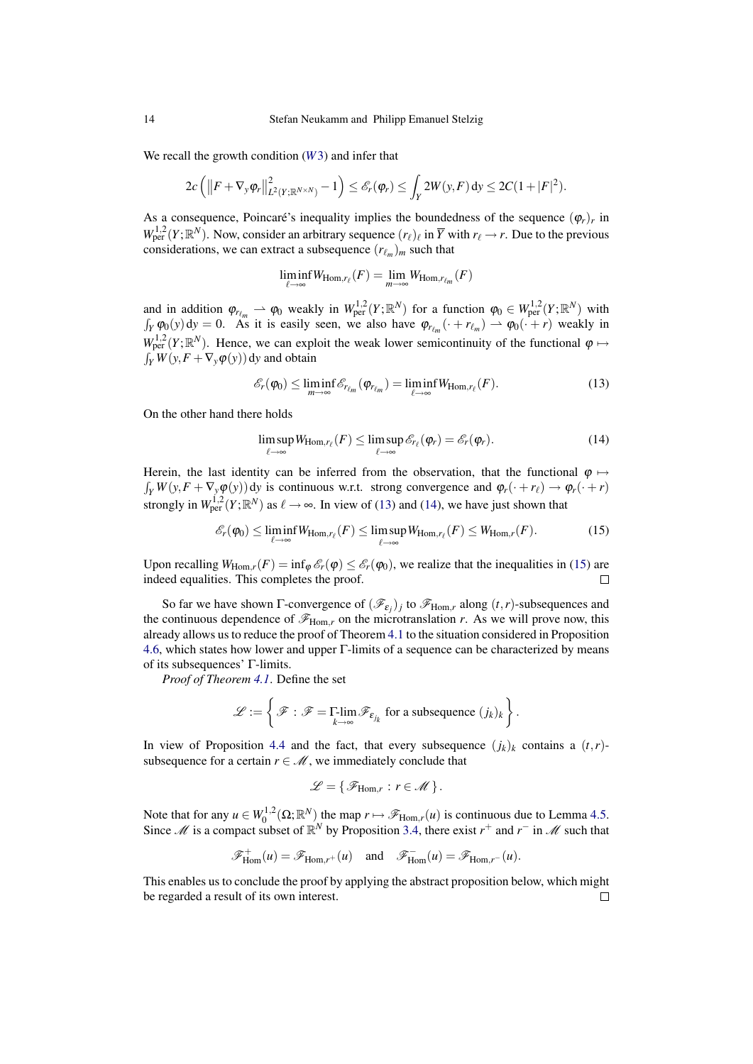We recall the growth condition ($W3$) and infer that

$$2c\left(\left\|F+\nabla_y\varphi_r\right\|^2_{L^2(Y;\mathbb{R}^{N\times N})}-1\right)\leq \mathscr{E}_r(\varphi_r)\leq \int_Y 2W(y,F)\,\mathrm{d}y\leq 2C(1+|F|^2).$$

As a consequence, Poincaré's inequality implies the boundedness of the sequence $(\varphi_r)_r$ in $W^{1,2}_{\mathrm{per}}(Y;\mathbb{R}^N)$. Now, consider an arbitrary sequence $(r_\ell)_\ell$ in $\overline{Y}$ with $r_\ell\to r$. Due to the previous considerations, we can extract a subsequence $(r_{\ell_m})_m$ such that

$$\liminf_{\ell\to\infty} W_{\mathrm{Hom},r_\ell}(F)=\lim_{m\to\infty} W_{\mathrm{Hom},r_{\ell_m}}(F)$$

and in addition $\varphi_{r_{\ell_m}}\rightharpoonup\varphi_0$ weakly in $W^{1,2}_{\mathrm{per}}(Y;\mathbb{R}^N)$ for a function $\varphi_0\in W^{1,2}_{\mathrm{per}}(Y;\mathbb{R}^N)$ with $\int_Y\varphi_0(y)\,\mathrm{d}y=0$. As it is easily seen, we also have $\varphi_{r_{\ell_m}}(\cdot+r_{\ell_m})\rightharpoonup\varphi_0(\cdot+r)$ weakly in $W^{1,2}_{\mathrm{per}}(Y;\mathbb{R}^N)$. Hence, we can exploit the weak lower semicontinuity of the functional $\varphi\mapsto\int_Y W(y,F+\nabla_y\varphi(y))\,\mathrm{d}y$ and obtain

$$\mathscr{E}_r(\varphi_0)\leq\liminf_{m\to\infty}\mathscr{E}_{r_{\ell_m}}(\varphi_{r_{\ell_m}})=\liminf_{\ell\to\infty}W_{\mathrm{Hom},r_\ell}(F). \tag{13}$$

On the other hand there holds

$$\limsup_{\ell\to\infty}W_{\mathrm{Hom},r_\ell}(F)\leq\limsup_{\ell\to\infty}\mathscr{E}_{r_\ell}(\varphi_r)=\mathscr{E}_r(\varphi_r). \tag{14}$$

Herein, the last identity can be inferred from the observation, that the functional $\varphi\mapsto\int_Y W(y,F+\nabla_y\varphi(y))\,\mathrm{d}y$ is continuous w.r.t. strong convergence and $\varphi_r(\cdot+r_\ell)\to\varphi_r(\cdot+r)$ strongly in $W^{1,2}_{\mathrm{per}}(Y;\mathbb{R}^N)$ as $\ell\to\infty$. In view of (13) and (14), we have just shown that

$$\mathscr{E}_r(\varphi_0)\leq\liminf_{\ell\to\infty}W_{\mathrm{Hom},r_\ell}(F)\leq\limsup_{\ell\to\infty}W_{\mathrm{Hom},r_\ell}(F)\leq W_{\mathrm{Hom},r}(F). \tag{15}$$

Upon recalling $W_{\mathrm{Hom},r}(F)=\inf_\varphi\mathscr{E}_r(\varphi)\leq\mathscr{E}_r(\varphi_0)$, we realize that the inequalities in (15) are indeed equalities. This completes the proof. □

So far we have shown Γ-convergence of $(\mathscr{F}_{\varepsilon_j})_j$ to $\mathscr{F}_{\mathrm{Hom},r}$ along $(t,r)$-subsequences and the continuous dependence of $\mathscr{F}_{\mathrm{Hom},r}$ on the microtranslation $r$. As we will prove now, this already allows us to reduce the proof of Theorem 4.1 to the situation considered in Proposition 4.6, which states how lower and upper Γ-limits of a sequence can be characterized by means of its subsequences' Γ-limits.

*Proof of Theorem 4.1*. Define the set

$$\mathscr{L}:=\left\{\mathscr{F}\,:\,\mathscr{F}=\Gamma\text{-}\lim_{k\to\infty}\mathscr{F}_{\varepsilon_{j_k}}\text{ for a subsequence }(j_k)_k\right\}.$$

In view of Proposition 4.4 and the fact, that every subsequence $(j_k)_k$ contains a $(t,r)$-subsequence for a certain $r\in\mathscr{M}$, we immediately conclude that

$$\mathscr{L}=\{\,\mathscr{F}_{\mathrm{Hom},r}\,:\,r\in\mathscr{M}\,\}.$$

Note that for any $u\in W^{1,2}_0(\Omega;\mathbb{R}^N)$ the map $r\mapsto\mathscr{F}_{\mathrm{Hom},r}(u)$ is continuous due to Lemma 4.5. Since $\mathscr{M}$ is a compact subset of $\mathbb{R}^N$ by Proposition 3.4, there exist $r^+$ and $r^-$ in $\mathscr{M}$ such that

$$\mathscr{F}^+_{\mathrm{Hom}}(u)=\mathscr{F}_{\mathrm{Hom},r^+}(u)\quad\text{and}\quad\mathscr{F}^-_{\mathrm{Hom}}(u)=\mathscr{F}_{\mathrm{Hom},r^-}(u).$$

This enables us to conclude the proof by applying the abstract proposition below, which might be regarded a result of its own interest. □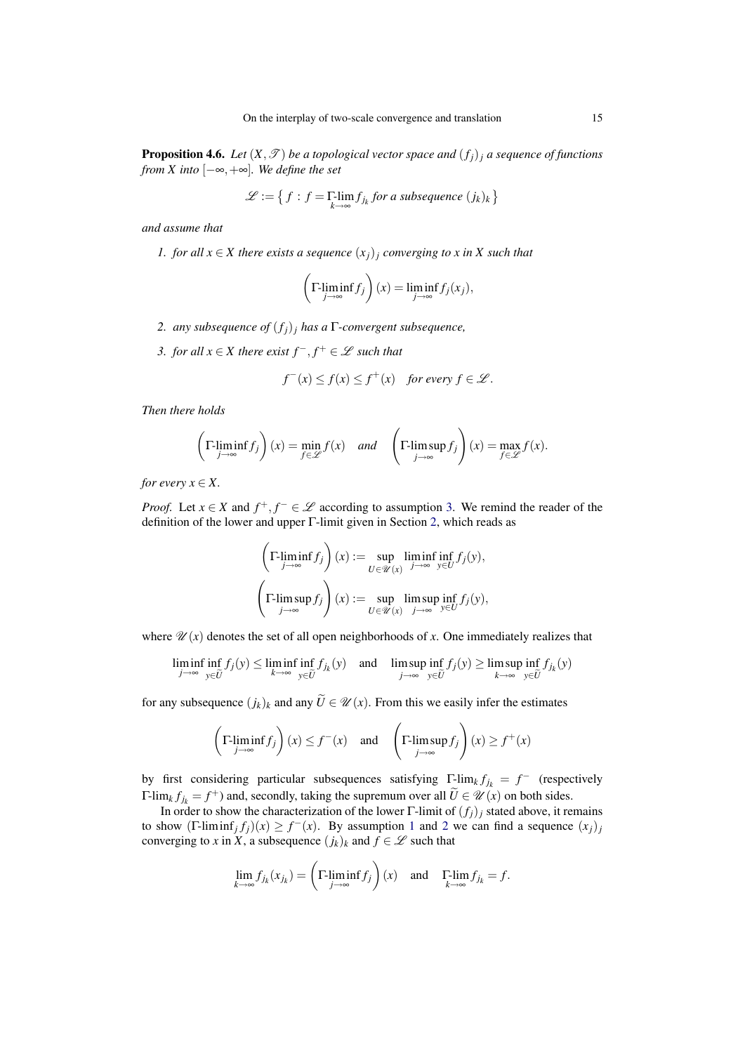**Proposition 4.6.** *Let $(X, \mathscr{T})$ be a topological vector space and $(f_j)_j$ a sequence of functions from $X$ into $[-\infty, +\infty]$. We define the set*

$$\mathscr{L} := \left\{ f : f = \Gamma\text{-}\lim_{k\to\infty} f_{j_k} \text{ for a subsequence } (j_k)_k \right\}$$

*and assume that*

1. *for all $x \in X$ there exists a sequence $(x_j)_j$ converging to $x$ in $X$ such that*

$$\left(\Gamma\text{-}\liminf_{j\to\infty} f_j\right)(x) = \liminf_{j\to\infty} f_j(x_j),$$

2. *any subsequence of $(f_j)_j$ has a $\Gamma$-convergent subsequence,*
3. *for all $x \in X$ there exist $f^-, f^+ \in \mathscr{L}$ such that*

$$f^-(x) \le f(x) \le f^+(x) \quad \text{for every } f \in \mathscr{L}.$$

*Then there holds*

$$\left(\Gamma\text{-}\liminf_{j\to\infty} f_j\right)(x) = \min_{f\in\mathscr{L}} f(x) \quad \text{and} \quad \left(\Gamma\text{-}\limsup_{j\to\infty} f_j\right)(x) = \max_{f\in\mathscr{L}} f(x).$$

*for every $x \in X$.*

*Proof.* Let $x \in X$ and $f^+, f^- \in \mathscr{L}$ according to assumption 3. We remind the reader of the definition of the lower and upper $\Gamma$-limit given in Section 2, which reads as

$$\left(\Gamma\text{-}\liminf_{j\to\infty} f_j\right)(x) := \sup_{U\in\mathscr{U}(x)} \liminf_{j\to\infty} \inf_{y\in U} f_j(y),$$

$$\left(\Gamma\text{-}\limsup_{j\to\infty} f_j\right)(x) := \sup_{U\in\mathscr{U}(x)} \limsup_{j\to\infty} \inf_{y\in U} f_j(y),$$

where $\mathscr{U}(x)$ denotes the set of all open neighborhoods of $x$. One immediately realizes that

$$\liminf_{j\to\infty} \inf_{y\in\widetilde{U}} f_j(y) \le \liminf_{k\to\infty} \inf_{y\in\widetilde{U}} f_{j_k}(y) \quad \text{and} \quad \limsup_{j\to\infty} \inf_{y\in\widetilde{U}} f_j(y) \ge \limsup_{k\to\infty} \inf_{y\in\widetilde{U}} f_{j_k}(y)$$

for any subsequence $(j_k)_k$ and any $\widetilde{U} \in \mathscr{U}(x)$. From this we easily infer the estimates

$$\left(\Gamma\text{-}\liminf_{j\to\infty} f_j\right)(x) \le f^-(x) \quad \text{and} \quad \left(\Gamma\text{-}\limsup_{j\to\infty} f_j\right)(x) \ge f^+(x)$$

by first considering particular subsequences satisfying $\Gamma\text{-}\lim_k f_{j_k} = f^-$ (respectively $\Gamma\text{-}\lim_k f_{j_k} = f^+$) and, secondly, taking the supremum over all $\widetilde{U} \in \mathscr{U}(x)$ on both sides.

In order to show the characterization of the lower $\Gamma$-limit of $(f_j)_j$ stated above, it remains to show $(\Gamma\text{-}\liminf_j f_j)(x) \ge f^-(x)$. By assumption 1 and 2 we can find a sequence $(x_j)_j$ converging to $x$ in $X$, a subsequence $(j_k)_k$ and $f \in \mathscr{L}$ such that

$$\lim_{k\to\infty} f_{j_k}(x_{j_k}) = \left(\Gamma\text{-}\liminf_{j\to\infty} f_j\right)(x) \quad \text{and} \quad \Gamma\text{-}\lim_{k\to\infty} f_{j_k} = f.$$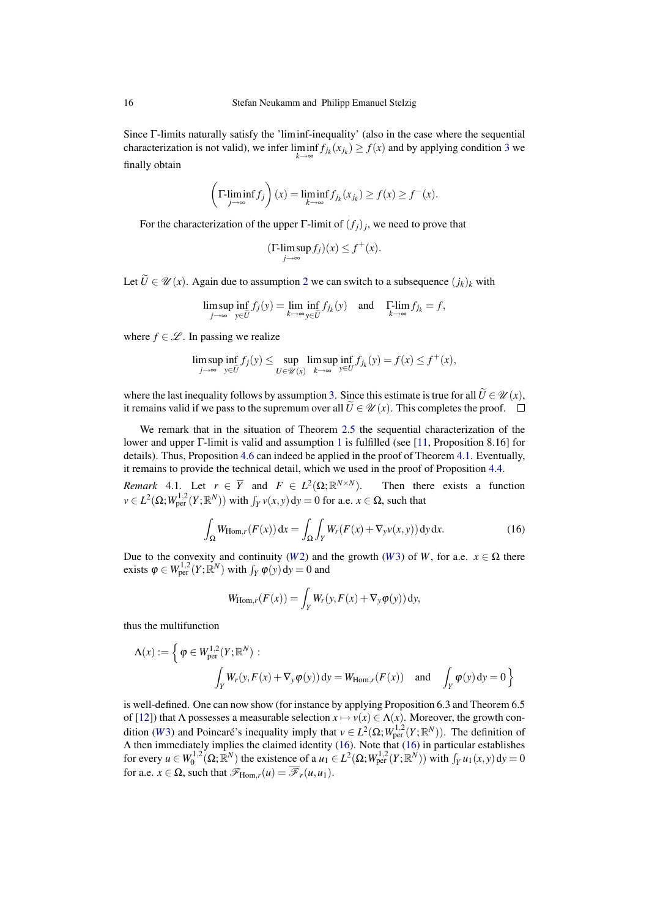Since Γ-limits naturally satisfy the 'liminf-inequality' (also in the case where the sequential characterization is not valid), we infer $\liminf_{k\to\infty} f_{j_k}(x_{j_k}) \geq f(x)$ and by applying condition 3 we finally obtain

$$\left(\Gamma\text{-}\liminf_{j\to\infty} f_j\right)(x) = \liminf_{k\to\infty} f_{j_k}(x_{j_k}) \geq f(x) \geq f^-(x).$$

For the characterization of the upper Γ-limit of $(f_j)_j$, we need to prove that

$$(\Gamma\text{-}\limsup_{j\to\infty} f_j)(x) \leq f^+(x).$$

Let $\widetilde{U} \in \mathscr{U}(x)$. Again due to assumption 2 we can switch to a subsequence $(j_k)_k$ with

$$\limsup_{j\to\infty} \inf_{y\in\widetilde{U}} f_j(y) = \lim_{k\to\infty} \inf_{y\in\widetilde{U}} f_{j_k}(y) \quad \text{and} \quad \Gamma\text{-}\lim_{k\to\infty} f_{j_k} = f,$$

where $f \in \mathscr{L}$. In passing we realize

$$\limsup_{j\to\infty} \inf_{y\in\widetilde{U}} f_j(y) \leq \sup_{U\in\mathscr{U}(x)} \limsup_{k\to\infty} \inf_{y\in U} f_{j_k}(y) = f(x) \leq f^+(x),$$

where the last inequality follows by assumption 3. Since this estimate is true for all $\widetilde{U} \in \mathscr{U}(x)$, it remains valid if we pass to the supremum over all $\widetilde{U} \in \mathscr{U}(x)$. This completes the proof. □

We remark that in the situation of Theorem 2.5 the sequential characterization of the lower and upper Γ-limit is valid and assumption 1 is fulfilled (see [11, Proposition 8.16] for details). Thus, Proposition 4.6 can indeed be applied in the proof of Theorem 4.1. Eventually, it remains to provide the technical detail, which we used in the proof of Proposition 4.4.

*Remark* 4.1. Let $r \in \overline{Y}$ and $F \in L^2(\Omega;\mathbb{R}^{N\times N})$. Then there exists a function $v \in L^2(\Omega;W^{1,2}_{\text{per}}(Y;\mathbb{R}^N))$ with $\int_Y v(x,y)\,\mathrm{d}y = 0$ for a.e. $x \in \Omega$, such that

$$\int_\Omega W_{\text{Hom},r}(F(x))\,\mathrm{d}x = \int_\Omega \int_Y W_r(F(x) + \nabla_y v(x,y))\,\mathrm{d}y\,\mathrm{d}x. \tag{16}$$

Due to the convexity and continuity ($W2$) and the growth ($W3$) of $W$, for a.e. $x \in \Omega$ there exists $\varphi \in W^{1,2}_{\text{per}}(Y;\mathbb{R}^N)$ with $\int_Y \varphi(y)\,\mathrm{d}y = 0$ and

$$W_{\text{Hom},r}(F(x)) = \int_Y W_r(y, F(x) + \nabla_y \varphi(y))\,\mathrm{d}y,$$

thus the multifunction

$$\Lambda(x) := \Big\{ \varphi \in W^{1,2}_{\text{per}}(Y;\mathbb{R}^N) : \int_Y W_r(y, F(x) + \nabla_y \varphi(y))\,\mathrm{d}y = W_{\text{Hom},r}(F(x)) \quad \text{and} \quad \int_Y \varphi(y)\,\mathrm{d}y = 0 \Big\}$$

is well-defined. One can now show (for instance by applying Proposition 6.3 and Theorem 6.5 of [12]) that $\Lambda$ possesses a measurable selection $x \mapsto v(x) \in \Lambda(x)$. Moreover, the growth condition ($W3$) and Poincaré's inequality imply that $v \in L^2(\Omega;W^{1,2}_{\text{per}}(Y;\mathbb{R}^N))$. The definition of $\Lambda$ then immediately implies the claimed identity (16). Note that (16) in particular establishes for every $u \in W^{1,2}_0(\Omega;\mathbb{R}^N)$ the existence of a $u_1 \in L^2(\Omega;W^{1,2}_{\text{per}}(Y;\mathbb{R}^N))$ with $\int_Y u_1(x,y)\,\mathrm{d}y = 0$ for a.e. $x \in \Omega$, such that $\mathscr{F}_{\text{Hom},r}(u) = \overline{\mathscr{F}}_r(u,u_1)$.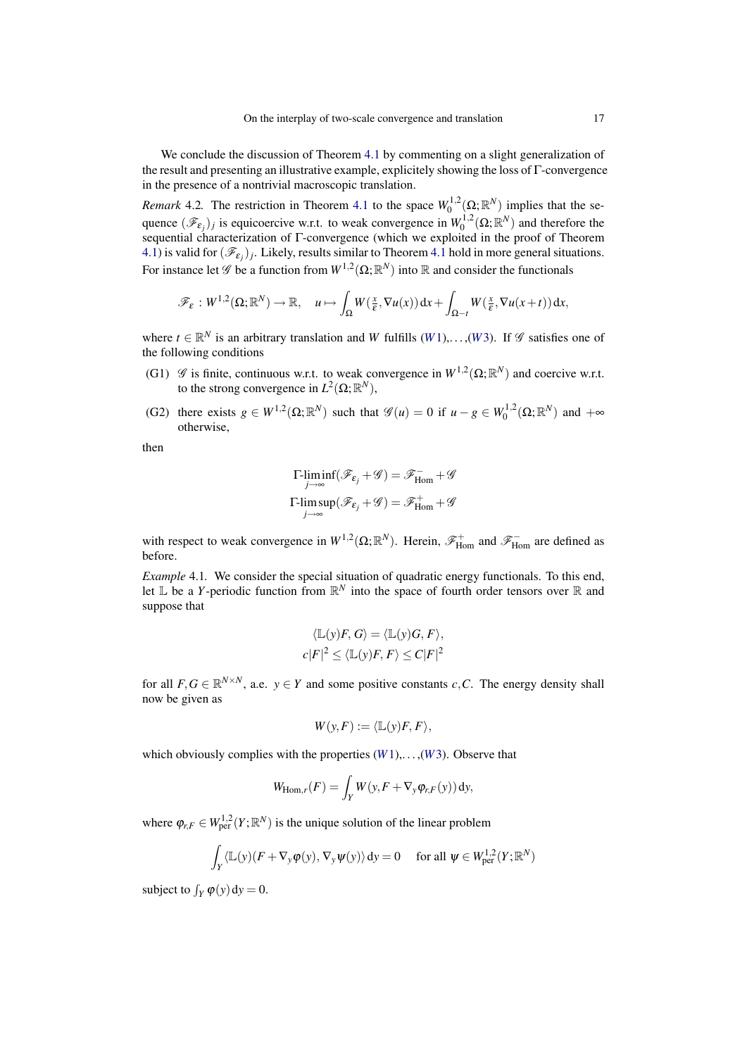We conclude the discussion of Theorem 4.1 by commenting on a slight generalization of the result and presenting an illustrative example, explicitely showing the loss of Γ-convergence in the presence of a nontrivial macroscopic translation.

*Remark* 4.2. The restriction in Theorem 4.1 to the space $W_0^{1,2}(\Omega;\mathbb{R}^N)$ implies that the sequence $(\mathscr{F}_{\varepsilon_j})_j$ is equicoercive w.r.t. to weak convergence in $W_0^{1,2}(\Omega;\mathbb{R}^N)$ and therefore the sequential characterization of Γ-convergence (which we exploited in the proof of Theorem 4.1) is valid for $(\mathscr{F}_{\varepsilon_j})_j$. Likely, results similar to Theorem 4.1 hold in more general situations. For instance let $\mathscr{G}$ be a function from $W^{1,2}(\Omega;\mathbb{R}^N)$ into $\mathbb{R}$ and consider the functionals

$$
\mathscr{F}_\varepsilon : W^{1,2}(\Omega;\mathbb{R}^N) \to \mathbb{R}, \quad u \mapsto \int_\Omega W\big(\tfrac{x}{\varepsilon}, \nabla u(x)\big)\,\mathrm{d}x + \int_{\Omega - t} W\big(\tfrac{x}{\varepsilon}, \nabla u(x+t)\big)\,\mathrm{d}x,
$$

where $t \in \mathbb{R}^N$ is an arbitrary translation and $W$ fulfills $(W1)$,...,$(W3)$. If $\mathscr{G}$ satisfies one of the following conditions

(G1) $\mathscr{G}$ is finite, continuous w.r.t. to weak convergence in $W^{1,2}(\Omega;\mathbb{R}^N)$ and coercive w.r.t. to the strong convergence in $L^2(\Omega;\mathbb{R}^N)$,

(G2) there exists $g \in W^{1,2}(\Omega;\mathbb{R}^N)$ such that $\mathscr{G}(u) = 0$ if $u - g \in W_0^{1,2}(\Omega;\mathbb{R}^N)$ and $+\infty$ otherwise,

then

$$
\Gamma\text{-}\liminf_{j\to\infty}(\mathscr{F}_{\varepsilon_j} + \mathscr{G}) = \mathscr{F}^-_{\mathrm{Hom}} + \mathscr{G}
$$
$$
\Gamma\text{-}\limsup_{j\to\infty}(\mathscr{F}_{\varepsilon_j} + \mathscr{G}) = \mathscr{F}^+_{\mathrm{Hom}} + \mathscr{G}
$$

with respect to weak convergence in $W^{1,2}(\Omega;\mathbb{R}^N)$. Herein, $\mathscr{F}^+_{\mathrm{Hom}}$ and $\mathscr{F}^-_{\mathrm{Hom}}$ are defined as before.

*Example* 4.1. We consider the special situation of quadratic energy functionals. To this end, let $\mathbb{L}$ be a $Y$-periodic function from $\mathbb{R}^N$ into the space of fourth order tensors over $\mathbb{R}$ and suppose that

$$
\langle \mathbb{L}(y)F, G\rangle = \langle \mathbb{L}(y)G, F\rangle,
$$
$$
c|F|^2 \le \langle \mathbb{L}(y)F, F\rangle \le C|F|^2
$$

for all $F, G \in \mathbb{R}^{N\times N}$, a.e. $y \in Y$ and some positive constants $c, C$. The energy density shall now be given as

$$
W(y,F) := \langle \mathbb{L}(y)F, F\rangle,
$$

which obviously complies with the properties $(W1)$,...,$(W3)$. Observe that

$$
W_{\mathrm{Hom},r}(F) = \int_Y W(y, F + \nabla_y \varphi_{r,F}(y))\,\mathrm{d}y,
$$

where $\varphi_{r,F} \in W^{1,2}_{\mathrm{per}}(Y;\mathbb{R}^N)$ is the unique solution of the linear problem

$$
\int_Y \langle \mathbb{L}(y)(F + \nabla_y \varphi(y)), \nabla_y \psi(y)\rangle\,\mathrm{d}y = 0 \quad \text{ for all } \psi \in W^{1,2}_{\mathrm{per}}(Y;\mathbb{R}^N)
$$

subject to $\int_Y \varphi(y)\,\mathrm{d}y = 0$.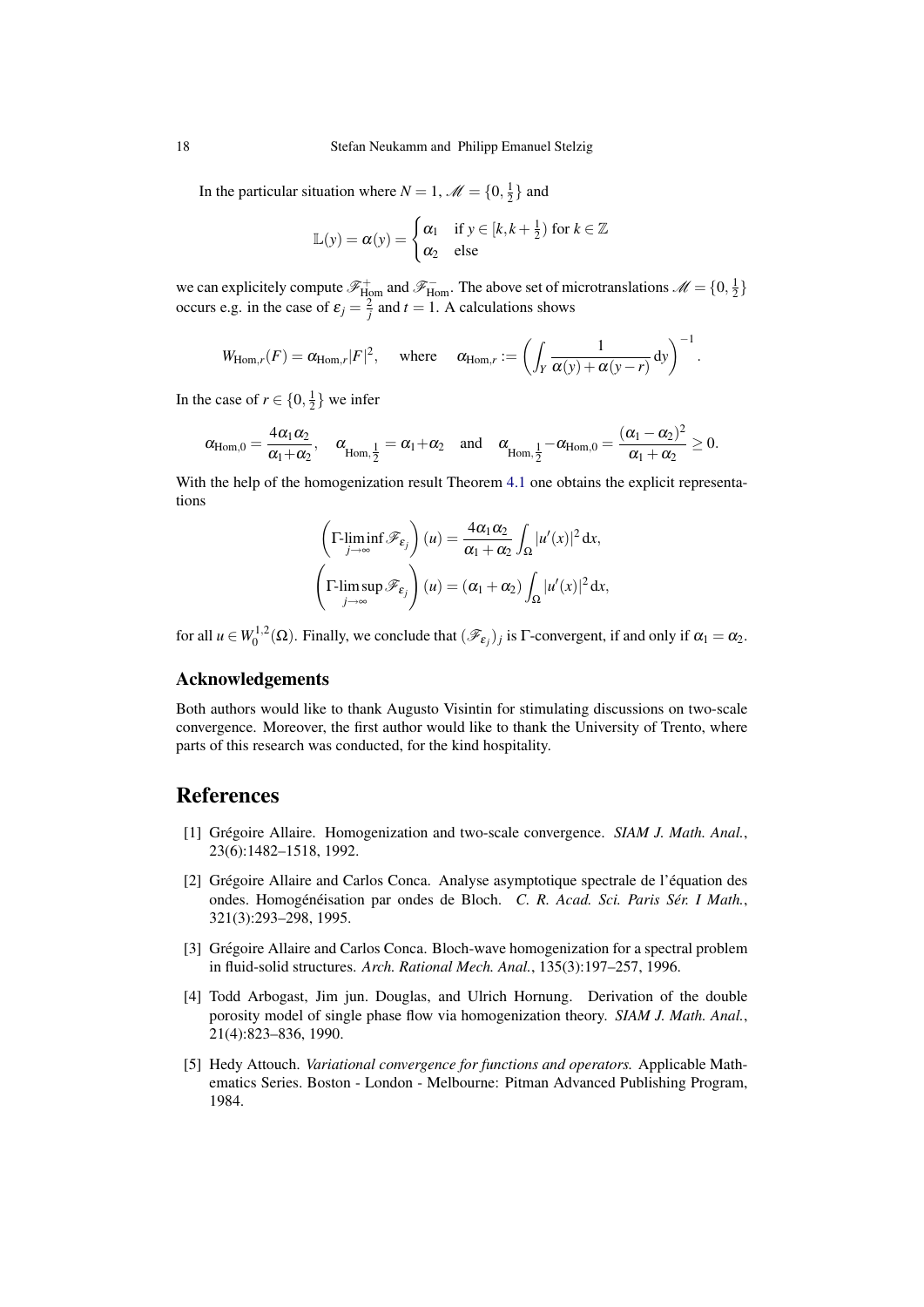In the particular situation where $N = 1$, $\mathscr{M} = \{0, \frac{1}{2}\}$ and

$$\mathbb{L}(y) = \alpha(y) = \begin{cases} \alpha_1 & \text{if } y \in [k, k+\frac{1}{2}) \text{ for } k \in \mathbb{Z} \\ \alpha_2 & \text{else} \end{cases}$$

we can explicitely compute $\mathscr{F}^+_{\text{Hom}}$ and $\mathscr{F}^-_{\text{Hom}}$. The above set of microtranslations $\mathscr{M} = \{0, \frac{1}{2}\}$ occurs e.g. in the case of $\varepsilon_j = \frac{2}{j}$ and $t = 1$. A calculations shows

$$W_{\text{Hom},r}(F) = \alpha_{\text{Hom},r}|F|^2, \quad \text{where} \quad \alpha_{\text{Hom},r} := \left( \int_Y \frac{1}{\alpha(y) + \alpha(y-r)} \, \mathrm{d}y \right)^{-1}.$$

In the case of $r \in \{0, \frac{1}{2}\}$ we infer

$$\alpha_{\text{Hom},0} = \frac{4\alpha_1\alpha_2}{\alpha_1 + \alpha_2}, \quad \alpha_{\text{Hom},\frac{1}{2}} = \alpha_1 + \alpha_2 \quad \text{and} \quad \alpha_{\text{Hom},\frac{1}{2}} - \alpha_{\text{Hom},0} = \frac{(\alpha_1 - \alpha_2)^2}{\alpha_1 + \alpha_2} \geq 0.$$

With the help of the homogenization result Theorem 4.1 one obtains the explicit representations

$$\left( \Gamma\text{-}\liminf_{j \to \infty} \mathscr{F}_{\varepsilon_j} \right)(u) = \frac{4\alpha_1\alpha_2}{\alpha_1 + \alpha_2} \int_\Omega |u'(x)|^2 \, \mathrm{d}x,$$

$$\left( \Gamma\text{-}\limsup_{j \to \infty} \mathscr{F}_{\varepsilon_j} \right)(u) = (\alpha_1 + \alpha_2) \int_\Omega |u'(x)|^2 \, \mathrm{d}x,$$

for all $u \in W^{1,2}_0(\Omega)$. Finally, we conclude that $(\mathscr{F}_{\varepsilon_j})_j$ is $\Gamma$-convergent, if and only if $\alpha_1 = \alpha_2$.

### Acknowledgements

Both authors would like to thank Augusto Visintin for stimulating discussions on two-scale convergence. Moreover, the first author would like to thank the University of Trento, where parts of this research was conducted, for the kind hospitality.

## References

[1] Grégoire Allaire. Homogenization and two-scale convergence. *SIAM J. Math. Anal.*, 23(6):1482–1518, 1992.

[2] Grégoire Allaire and Carlos Conca. Analyse asymptotique spectrale de l'équation des ondes. Homogénéisation par ondes de Bloch. *C. R. Acad. Sci. Paris Sér. I Math.*, 321(3):293–298, 1995.

[3] Grégoire Allaire and Carlos Conca. Bloch-wave homogenization for a spectral problem in fluid-solid structures. *Arch. Rational Mech. Anal.*, 135(3):197–257, 1996.

[4] Todd Arbogast, Jim jun. Douglas, and Ulrich Hornung. Derivation of the double porosity model of single phase flow via homogenization theory. *SIAM J. Math. Anal.*, 21(4):823–836, 1990.

[5] Hedy Attouch. *Variational convergence for functions and operators.* Applicable Mathematics Series. Boston - London - Melbourne: Pitman Advanced Publishing Program, 1984.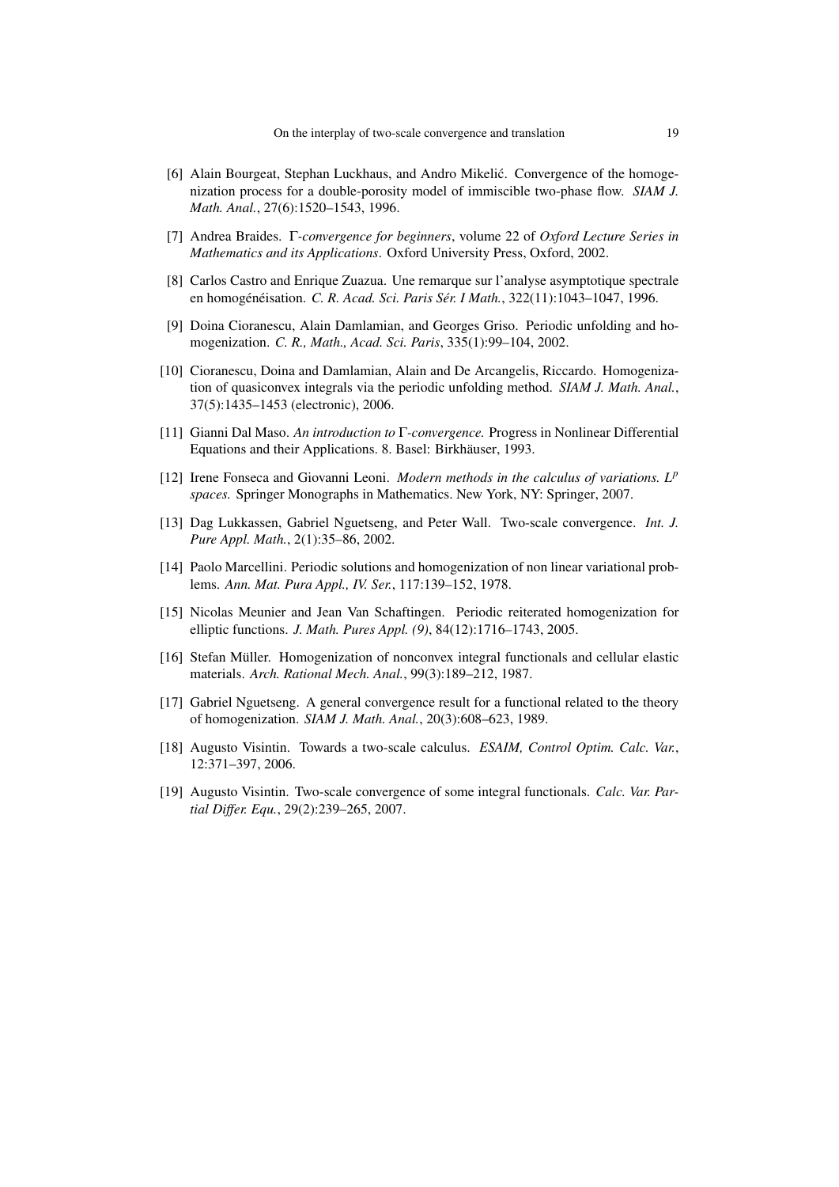[6] Alain Bourgeat, Stephan Luckhaus, and Andro Mikelić. Convergence of the homogenization process for a double-porosity model of immiscible two-phase flow. *SIAM J. Math. Anal.*, 27(6):1520–1543, 1996.

[7] Andrea Braides. *Γ-convergence for beginners*, volume 22 of *Oxford Lecture Series in Mathematics and its Applications*. Oxford University Press, Oxford, 2002.

[8] Carlos Castro and Enrique Zuazua. Une remarque sur l'analyse asymptotique spectrale en homogénéisation. *C. R. Acad. Sci. Paris Sér. I Math.*, 322(11):1043–1047, 1996.

[9] Doina Cioranescu, Alain Damlamian, and Georges Griso. Periodic unfolding and homogenization. *C. R., Math., Acad. Sci. Paris*, 335(1):99–104, 2002.

[10] Cioranescu, Doina and Damlamian, Alain and De Arcangelis, Riccardo. Homogenization of quasiconvex integrals via the periodic unfolding method. *SIAM J. Math. Anal.*, 37(5):1435–1453 (electronic), 2006.

[11] Gianni Dal Maso. *An introduction to Γ-convergence.* Progress in Nonlinear Differential Equations and their Applications. 8. Basel: Birkhäuser, 1993.

[12] Irene Fonseca and Giovanni Leoni. *Modern methods in the calculus of variations. $L^p$ spaces.* Springer Monographs in Mathematics. New York, NY: Springer, 2007.

[13] Dag Lukkassen, Gabriel Nguetseng, and Peter Wall. Two-scale convergence. *Int. J. Pure Appl. Math.*, 2(1):35–86, 2002.

[14] Paolo Marcellini. Periodic solutions and homogenization of non linear variational problems. *Ann. Mat. Pura Appl., IV. Ser.*, 117:139–152, 1978.

[15] Nicolas Meunier and Jean Van Schaftingen. Periodic reiterated homogenization for elliptic functions. *J. Math. Pures Appl. (9)*, 84(12):1716–1743, 2005.

[16] Stefan Müller. Homogenization of nonconvex integral functionals and cellular elastic materials. *Arch. Rational Mech. Anal.*, 99(3):189–212, 1987.

[17] Gabriel Nguetseng. A general convergence result for a functional related to the theory of homogenization. *SIAM J. Math. Anal.*, 20(3):608–623, 1989.

[18] Augusto Visintin. Towards a two-scale calculus. *ESAIM, Control Optim. Calc. Var.*, 12:371–397, 2006.

[19] Augusto Visintin. Two-scale convergence of some integral functionals. *Calc. Var. Partial Differ. Equ.*, 29(2):239–265, 2007.